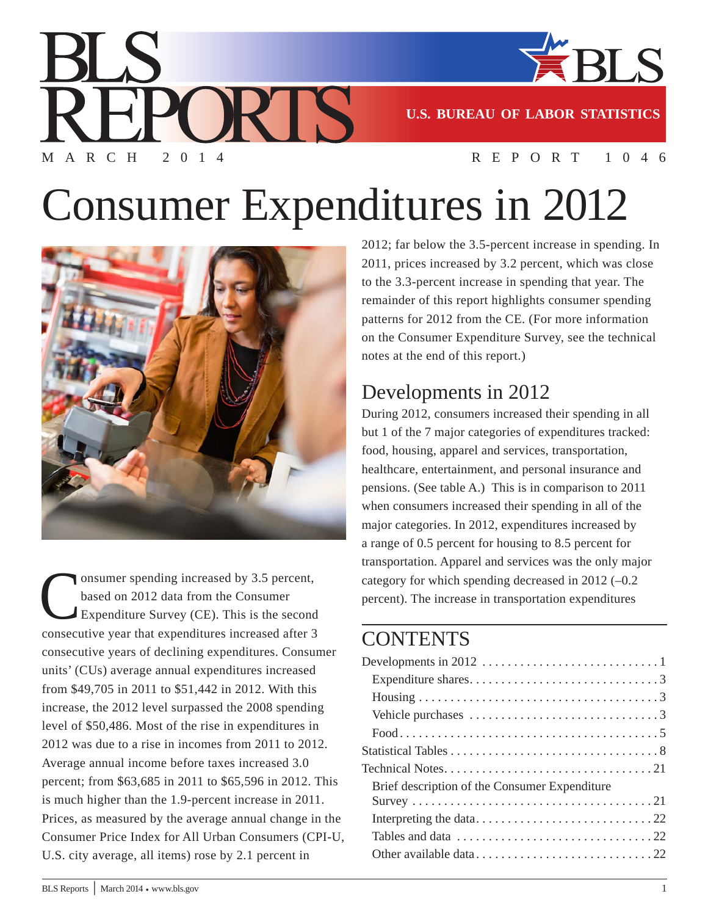BLS REPORTS

MARCH 2014 REPORT 1046

U.S. BUREAU OF LABOR STATISTICS

# Consumer Expenditures in 2012

Consumer spending increased by 3.5 percent, based on 2012 data from the Consumer Expenditure Survey (CE). This is the second consecutive year that expenditures increased after 3 consecutive years of declining expenditures. Consumer units' (CUs) average annual expenditures increased from $49,705 in 2011 to $51,442 in 2012. With this increase, the 2012 level surpassed the 2008 spending level of $50,486. Most of the rise in expenditures in 2012 was due to a rise in incomes from 2011 to 2012. Average annual income before taxes increased 3.0 percent; from $63,685 in 2011 to $65,596 in 2012. This is much higher than the 1.9-percent increase in 2011. Prices, as measured by the average annual change in the Consumer Price Index for All Urban Consumers (CPI-U, U.S. city average, all items) rose by 2.1 percent in 2012; far below the 3.5-percent increase in spending. In 2011, prices increased by 3.2 percent, which was close to the 3.3-percent increase in spending that year. The remainder of this report highlights consumer spending patterns for 2012 from the CE. (For more information on the Consumer Expenditure Survey, see the technical notes at the end of this report.)

## Developments in 2012

During 2012, consumers increased their spending in all but 1 of the 7 major categories of expenditures tracked: food, housing, apparel and services, transportation, healthcare, entertainment, and personal insurance and pensions. (See table A.) This is in comparison to 2011 when consumers increased their spending in all of the major categories. In 2012, expenditures increased by a range of 0.5 percent for housing to 8.5 percent for transportation. Apparel and services was the only major category for which spending decreased in 2012 (–0.2 percent). The increase in transportation expenditures

## CONTENTS

- Developments in 2012 ... 1
  - Expenditure shares ... 3
  - Housing ... 3
  - Vehicle purchases ... 3
  - Food ... 5
- Statistical Tables ... 8
- Technical Notes ... 21
  - Brief description of the Consumer Expenditure Survey ... 21
  - Interpreting the data ... 22
  - Tables and data ... 22
  - Other available data ... 22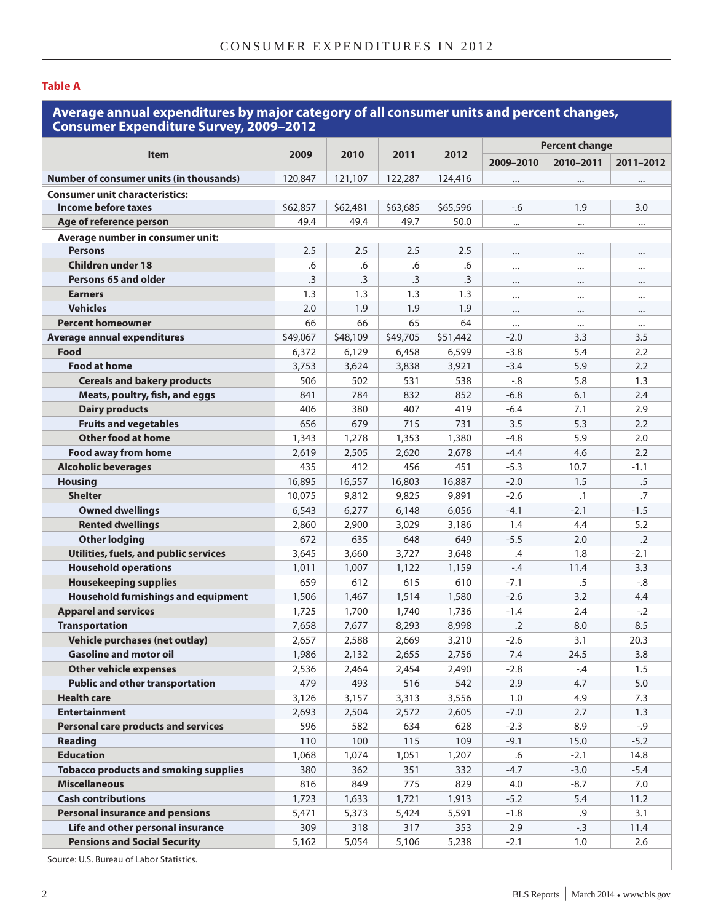**Table A**

**Average annual expenditures by major category of all consumer units and percent changes, Consumer Expenditure Survey, 2009–2012**

| Item | 2009 | 2010 | 2011 | 2012 | Percent change | | |
|---|---|---|---|---|---|---|---|
| | | | | | 2009–2010 | 2010–2011 | 2011–2012 |
| **Number of consumer units (in thousands)** | 120,847 | 121,107 | 122,287 | 124,416 | ... | ... | ... |
| **Consumer unit characteristics:** | | | | | | | |
| Income before taxes | $62,857 | $62,481 | $63,685 | $65,596 | -.6 | 1.9 | 3.0 |
| Age of reference person | 49.4 | 49.4 | 49.7 | 50.0 | ... | ... | ... |
| Average number in consumer unit: | | | | | | | |
| Persons | 2.5 | 2.5 | 2.5 | 2.5 | ... | ... | ... |
| Children under 18 | .6 | .6 | .6 | .6 | ... | ... | ... |
| Persons 65 and older | .3 | .3 | .3 | .3 | ... | ... | ... |
| Earners | 1.3 | 1.3 | 1.3 | 1.3 | ... | ... | ... |
| Vehicles | 2.0 | 1.9 | 1.9 | 1.9 | ... | ... | ... |
| Percent homeowner | 66 | 66 | 65 | 64 | ... | ... | ... |
| **Average annual expenditures** | $49,067 | $48,109 | $49,705 | $51,442 | -2.0 | 3.3 | 3.5 |
| Food | 6,372 | 6,129 | 6,458 | 6,599 | -3.8 | 5.4 | 2.2 |
| Food at home | 3,753 | 3,624 | 3,838 | 3,921 | -3.4 | 5.9 | 2.2 |
| Cereals and bakery products | 506 | 502 | 531 | 538 | -.8 | 5.8 | 1.3 |
| Meats, poultry, fish, and eggs | 841 | 784 | 832 | 852 | -6.8 | 6.1 | 2.4 |
| Dairy products | 406 | 380 | 407 | 419 | -6.4 | 7.1 | 2.9 |
| Fruits and vegetables | 656 | 679 | 715 | 731 | 3.5 | 5.3 | 2.2 |
| Other food at home | 1,343 | 1,278 | 1,353 | 1,380 | -4.8 | 5.9 | 2.0 |
| Food away from home | 2,619 | 2,505 | 2,620 | 2,678 | -4.4 | 4.6 | 2.2 |
| Alcoholic beverages | 435 | 412 | 456 | 451 | -5.3 | 10.7 | -1.1 |
| Housing | 16,895 | 16,557 | 16,803 | 16,887 | -2.0 | 1.5 | .5 |
| Shelter | 10,075 | 9,812 | 9,825 | 9,891 | -2.6 | .1 | .7 |
| Owned dwellings | 6,543 | 6,277 | 6,148 | 6,056 | -4.1 | -2.1 | -1.5 |
| Rented dwellings | 2,860 | 2,900 | 3,029 | 3,186 | 1.4 | 4.4 | 5.2 |
| Other lodging | 672 | 635 | 648 | 649 | -5.5 | 2.0 | .2 |
| Utilities, fuels, and public services | 3,645 | 3,660 | 3,727 | 3,648 | .4 | 1.8 | -2.1 |
| Household operations | 1,011 | 1,007 | 1,122 | 1,159 | -.4 | 11.4 | 3.3 |
| Housekeeping supplies | 659 | 612 | 615 | 610 | -7.1 | .5 | -.8 |
| Household furnishings and equipment | 1,506 | 1,467 | 1,514 | 1,580 | -2.6 | 3.2 | 4.4 |
| Apparel and services | 1,725 | 1,700 | 1,740 | 1,736 | -1.4 | 2.4 | -.2 |
| Transportation | 7,658 | 7,677 | 8,293 | 8,998 | .2 | 8.0 | 8.5 |
| Vehicle purchases (net outlay) | 2,657 | 2,588 | 2,669 | 3,210 | -2.6 | 3.1 | 20.3 |
| Gasoline and motor oil | 1,986 | 2,132 | 2,655 | 2,756 | 7.4 | 24.5 | 3.8 |
| Other vehicle expenses | 2,536 | 2,464 | 2,454 | 2,490 | -2.8 | -.4 | 1.5 |
| Public and other transportation | 479 | 493 | 516 | 542 | 2.9 | 4.7 | 5.0 |
| Health care | 3,126 | 3,157 | 3,313 | 3,556 | 1.0 | 4.9 | 7.3 |
| Entertainment | 2,693 | 2,504 | 2,572 | 2,605 | -7.0 | 2.7 | 1.3 |
| Personal care products and services | 596 | 582 | 634 | 628 | -2.3 | 8.9 | -.9 |
| Reading | 110 | 100 | 115 | 109 | -9.1 | 15.0 | -5.2 |
| Education | 1,068 | 1,074 | 1,051 | 1,207 | .6 | -2.1 | 14.8 |
| Tobacco products and smoking supplies | 380 | 362 | 351 | 332 | -4.7 | -3.0 | -5.4 |
| Miscellaneous | 816 | 849 | 775 | 829 | 4.0 | -8.7 | 7.0 |
| Cash contributions | 1,723 | 1,633 | 1,721 | 1,913 | -5.2 | 5.4 | 11.2 |
| Personal insurance and pensions | 5,471 | 5,373 | 5,424 | 5,591 | -1.8 | .9 | 3.1 |
| Life and other personal insurance | 309 | 318 | 317 | 353 | 2.9 | -.3 | 11.4 |
| Pensions and Social Security | 5,162 | 5,054 | 5,106 | 5,238 | -2.1 | 1.0 | 2.6 |

Source: U.S. Bureau of Labor Statistics.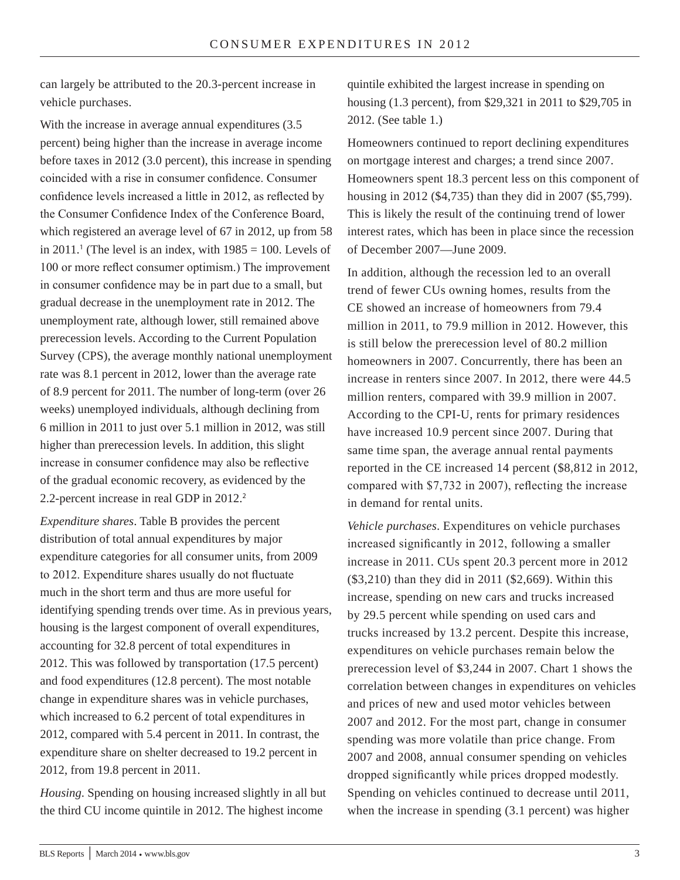can largely be attributed to the 20.3-percent increase in vehicle purchases.

With the increase in average annual expenditures (3.5 percent) being higher than the increase in average income before taxes in 2012 (3.0 percent), this increase in spending coincided with a rise in consumer confidence. Consumer confidence levels increased a little in 2012, as reflected by the Consumer Confidence Index of the Conference Board, which registered an average level of 67 in 2012, up from 58 in 2011.[1] (The level is an index, with 1985 = 100. Levels of 100 or more reflect consumer optimism.) The improvement in consumer confidence may be in part due to a small, but gradual decrease in the unemployment rate in 2012. The unemployment rate, although lower, still remained above prerecession levels. According to the Current Population Survey (CPS), the average monthly national unemployment rate was 8.1 percent in 2012, lower than the average rate of 8.9 percent for 2011. The number of long-term (over 26 weeks) unemployed individuals, although declining from 6 million in 2011 to just over 5.1 million in 2012, was still higher than prerecession levels. In addition, this slight increase in consumer confidence may also be reflective of the gradual economic recovery, as evidenced by the 2.2-percent increase in real GDP in 2012.[2]

*Expenditure shares*. Table B provides the percent distribution of total annual expenditures by major expenditure categories for all consumer units, from 2009 to 2012. Expenditure shares usually do not fluctuate much in the short term and thus are more useful for identifying spending trends over time. As in previous years, housing is the largest component of overall expenditures, accounting for 32.8 percent of total expenditures in 2012. This was followed by transportation (17.5 percent) and food expenditures (12.8 percent). The most notable change in expenditure shares was in vehicle purchases, which increased to 6.2 percent of total expenditures in 2012, compared with 5.4 percent in 2011. In contrast, the expenditure share on shelter decreased to 19.2 percent in 2012, from 19.8 percent in 2011.

*Housing*. Spending on housing increased slightly in all but the third CU income quintile in 2012. The highest income quintile exhibited the largest increase in spending on housing (1.3 percent), from $29,321 in 2011 to $29,705 in 2012. (See table 1.)

Homeowners continued to report declining expenditures on mortgage interest and charges; a trend since 2007. Homeowners spent 18.3 percent less on this component of housing in 2012 ($4,735) than they did in 2007 ($5,799). This is likely the result of the continuing trend of lower interest rates, which has been in place since the recession of December 2007—June 2009.

In addition, although the recession led to an overall trend of fewer CUs owning homes, results from the CE showed an increase of homeowners from 79.4 million in 2011, to 79.9 million in 2012. However, this is still below the prerecession level of 80.2 million homeowners in 2007. Concurrently, there has been an increase in renters since 2007. In 2012, there were 44.5 million renters, compared with 39.9 million in 2007. According to the CPI-U, rents for primary residences have increased 10.9 percent since 2007. During that same time span, the average annual rental payments reported in the CE increased 14 percent ($8,812 in 2012, compared with $7,732 in 2007), reflecting the increase in demand for rental units.

*Vehicle purchases*. Expenditures on vehicle purchases increased significantly in 2012, following a smaller increase in 2011. CUs spent 20.3 percent more in 2012 ($3,210) than they did in 2011 ($2,669). Within this increase, spending on new cars and trucks increased by 29.5 percent while spending on used cars and trucks increased by 13.2 percent. Despite this increase, expenditures on vehicle purchases remain below the prerecession level of $3,244 in 2007. Chart 1 shows the correlation between changes in expenditures on vehicles and prices of new and used motor vehicles between 2007 and 2012. For the most part, change in consumer spending was more volatile than price change. From 2007 and 2008, annual consumer spending on vehicles dropped significantly while prices dropped modestly. Spending on vehicles continued to decrease until 2011, when the increase in spending (3.1 percent) was higher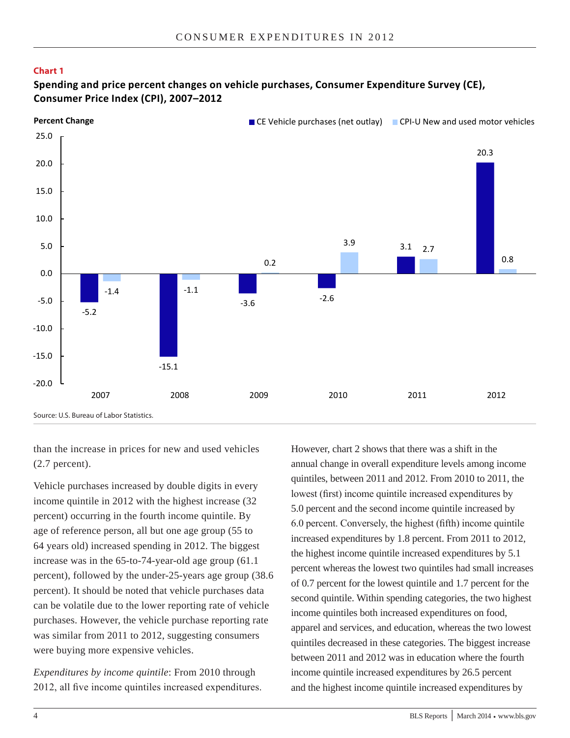**Chart 1**

**Spending and price percent changes on vehicle purchases, Consumer Expenditure Survey (CE), Consumer Price Index (CPI), 2007–2012**

| Year | CE Vehicle purchases (net outlay) | CPI-U New and used motor vehicles |
| --- | --- | --- |
| 2007 | -5.2 | -1.4 |
| 2008 | -15.1 | -1.1 |
| 2009 | -3.6 | 0.2 |
| 2010 | -2.6 | 3.9 |
| 2011 | 3.1 | 2.7 |
| 2012 | 20.3 | 0.8 |

Source: U.S. Bureau of Labor Statistics.

than the increase in prices for new and used vehicles (2.7 percent).

Vehicle purchases increased by double digits in every income quintile in 2012 with the highest increase (32 percent) occurring in the fourth income quintile. By age of reference person, all but one age group (55 to 64 years old) increased spending in 2012. The biggest increase was in the 65-to-74-year-old age group (61.1 percent), followed by the under-25-years age group (38.6 percent). It should be noted that vehicle purchases data can be volatile due to the lower reporting rate of vehicle purchases. However, the vehicle purchase reporting rate was similar from 2011 to 2012, suggesting consumers were buying more expensive vehicles.

*Expenditures by income quintile*: From 2010 through 2012, all five income quintiles increased expenditures. However, chart 2 shows that there was a shift in the annual change in overall expenditure levels among income quintiles, between 2011 and 2012. From 2010 to 2011, the lowest (first) income quintile increased expenditures by 5.0 percent and the second income quintile increased by 6.0 percent. Conversely, the highest (fifth) income quintile increased expenditures by 1.8 percent. From 2011 to 2012, the highest income quintile increased expenditures by 5.1 percent whereas the lowest two quintiles had small increases of 0.7 percent for the lowest quintile and 1.7 percent for the second quintile. Within spending categories, the two highest income quintiles both increased expenditures on food, apparel and services, and education, whereas the two lowest quintiles decreased in these categories. The biggest increase between 2011 and 2012 was in education where the fourth income quintile increased expenditures by 26.5 percent and the highest income quintile increased expenditures by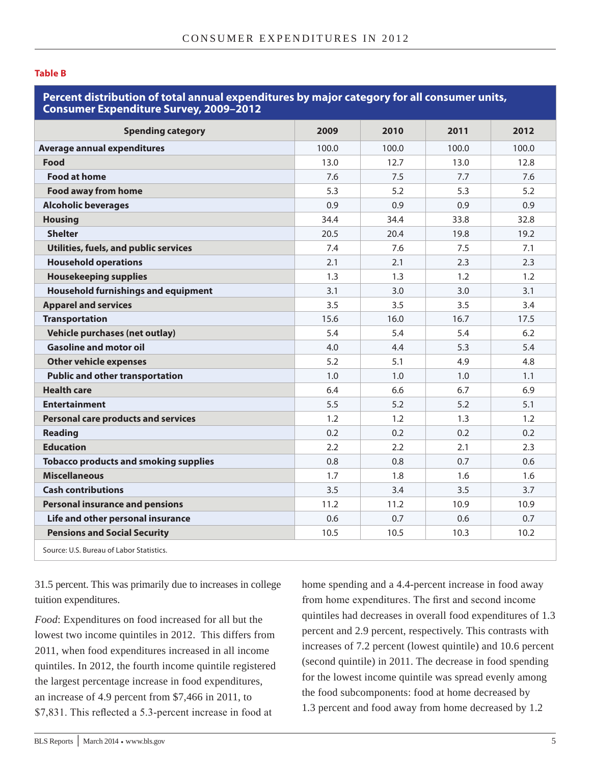**Table B**

**Percent distribution of total annual expenditures by major category for all consumer units, Consumer Expenditure Survey, 2009–2012**

| Spending category | 2009 | 2010 | 2011 | 2012 |
|---|---|---|---|---|
| **Average annual expenditures** | 100.0 | 100.0 | 100.0 | 100.0 |
| **Food** | 13.0 | 12.7 | 13.0 | 12.8 |
| **Food at home** | 7.6 | 7.5 | 7.7 | 7.6 |
| **Food away from home** | 5.3 | 5.2 | 5.3 | 5.2 |
| **Alcoholic beverages** | 0.9 | 0.9 | 0.9 | 0.9 |
| **Housing** | 34.4 | 34.4 | 33.8 | 32.8 |
| **Shelter** | 20.5 | 20.4 | 19.8 | 19.2 |
| **Utilities, fuels, and public services** | 7.4 | 7.6 | 7.5 | 7.1 |
| **Household operations** | 2.1 | 2.1 | 2.3 | 2.3 |
| **Housekeeping supplies** | 1.3 | 1.3 | 1.2 | 1.2 |
| **Household furnishings and equipment** | 3.1 | 3.0 | 3.0 | 3.1 |
| **Apparel and services** | 3.5 | 3.5 | 3.5 | 3.4 |
| **Transportation** | 15.6 | 16.0 | 16.7 | 17.5 |
| **Vehicle purchases (net outlay)** | 5.4 | 5.4 | 5.4 | 6.2 |
| **Gasoline and motor oil** | 4.0 | 4.4 | 5.3 | 5.4 |
| **Other vehicle expenses** | 5.2 | 5.1 | 4.9 | 4.8 |
| **Public and other transportation** | 1.0 | 1.0 | 1.0 | 1.1 |
| **Health care** | 6.4 | 6.6 | 6.7 | 6.9 |
| **Entertainment** | 5.5 | 5.2 | 5.2 | 5.1 |
| **Personal care products and services** | 1.2 | 1.2 | 1.3 | 1.2 |
| **Reading** | 0.2 | 0.2 | 0.2 | 0.2 |
| **Education** | 2.2 | 2.2 | 2.1 | 2.3 |
| **Tobacco products and smoking supplies** | 0.8 | 0.8 | 0.7 | 0.6 |
| **Miscellaneous** | 1.7 | 1.8 | 1.6 | 1.6 |
| **Cash contributions** | 3.5 | 3.4 | 3.5 | 3.7 |
| **Personal insurance and pensions** | 11.2 | 11.2 | 10.9 | 10.9 |
| **Life and other personal insurance** | 0.6 | 0.7 | 0.6 | 0.7 |
| **Pensions and Social Security** | 10.5 | 10.5 | 10.3 | 10.2 |

Source: U.S. Bureau of Labor Statistics.

31.5 percent. This was primarily due to increases in college tuition expenditures.

*Food*: Expenditures on food increased for all but the lowest two income quintiles in 2012. This differs from 2011, when food expenditures increased in all income quintiles. In 2012, the fourth income quintile registered the largest percentage increase in food expenditures, an increase of 4.9 percent from $7,466 in 2011, to $7,831. This reflected a 5.3-percent increase in food at home spending and a 4.4-percent increase in food away from home expenditures. The first and second income quintiles had decreases in overall food expenditures of 1.3 percent and 2.9 percent, respectively. This contrasts with increases of 7.2 percent (lowest quintile) and 10.6 percent (second quintile) in 2011. The decrease in food spending for the lowest income quintile was spread evenly among the food subcomponents: food at home decreased by 1.3 percent and food away from home decreased by 1.2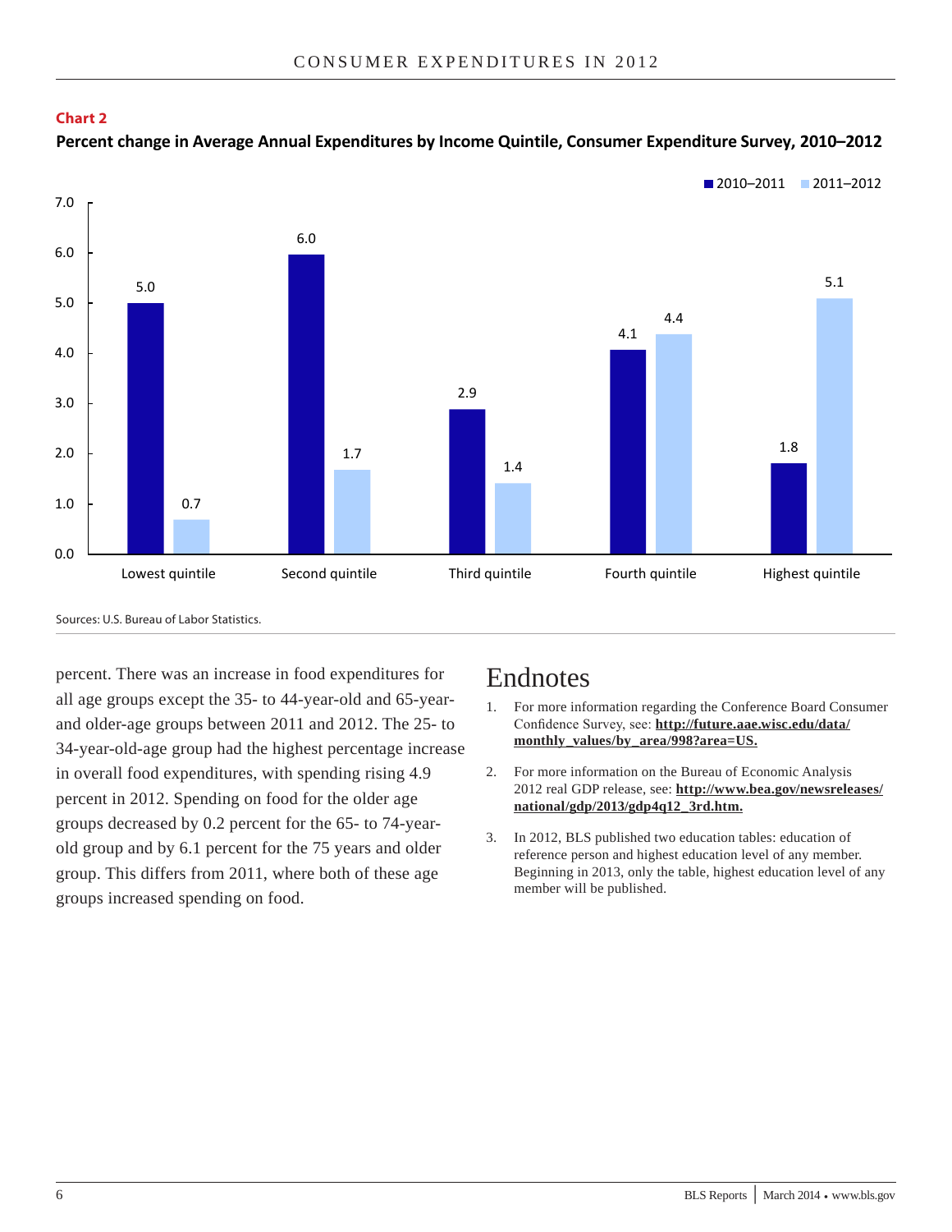**Chart 2**

**Percent change in Average Annual Expenditures by Income Quintile, Consumer Expenditure Survey, 2010–2012**

| Income quintile | 2010–2011 | 2011–2012 |
|---|---|---|
| Lowest quintile | 5.0 | 0.7 |
| Second quintile | 6.0 | 1.7 |
| Third quintile | 2.9 | 1.4 |
| Fourth quintile | 4.1 | 4.4 |
| Highest quintile | 1.8 | 5.1 |

Sources: U.S. Bureau of Labor Statistics.

percent. There was an increase in food expenditures for all age groups except the 35- to 44-year-old and 65-year-and older-age groups between 2011 and 2012. The 25- to 34-year-old-age group had the highest percentage increase in overall food expenditures, with spending rising 4.9 percent in 2012. Spending on food for the older age groups decreased by 0.2 percent for the 65- to 74-year-old group and by 6.1 percent for the 75 years and older group. This differs from 2011, where both of these age groups increased spending on food.

# Endnotes

1. For more information regarding the Conference Board Consumer Confidence Survey, see: **http://future.aae.wisc.edu/data/monthly_values/by_area/998?area=US.**

2. For more information on the Bureau of Economic Analysis 2012 real GDP release, see: **http://www.bea.gov/newsreleases/national/gdp/2013/gdp4q12_3rd.htm.**

3. In 2012, BLS published two education tables: education of reference person and highest education level of any member. Beginning in 2013, only the table, highest education level of any member will be published.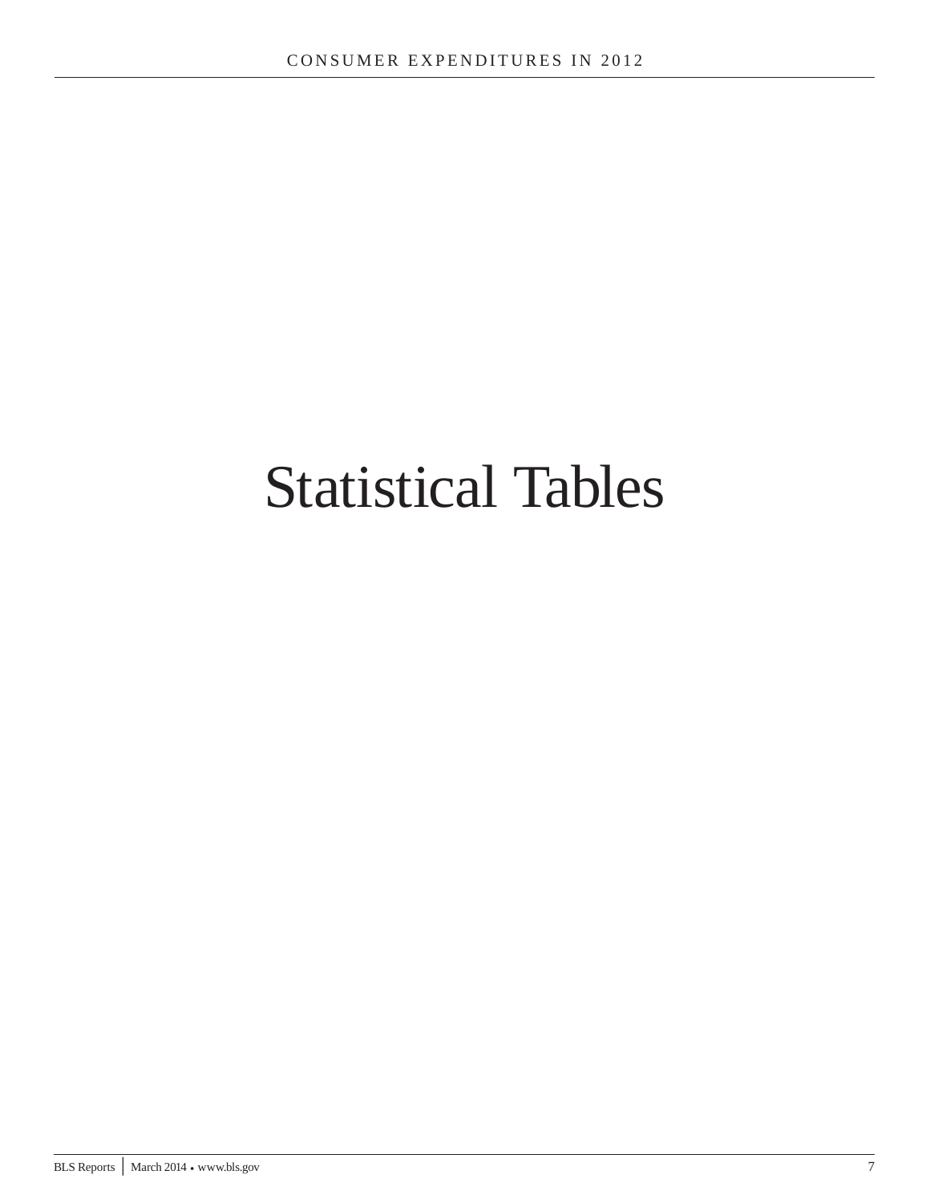# Statistical Tables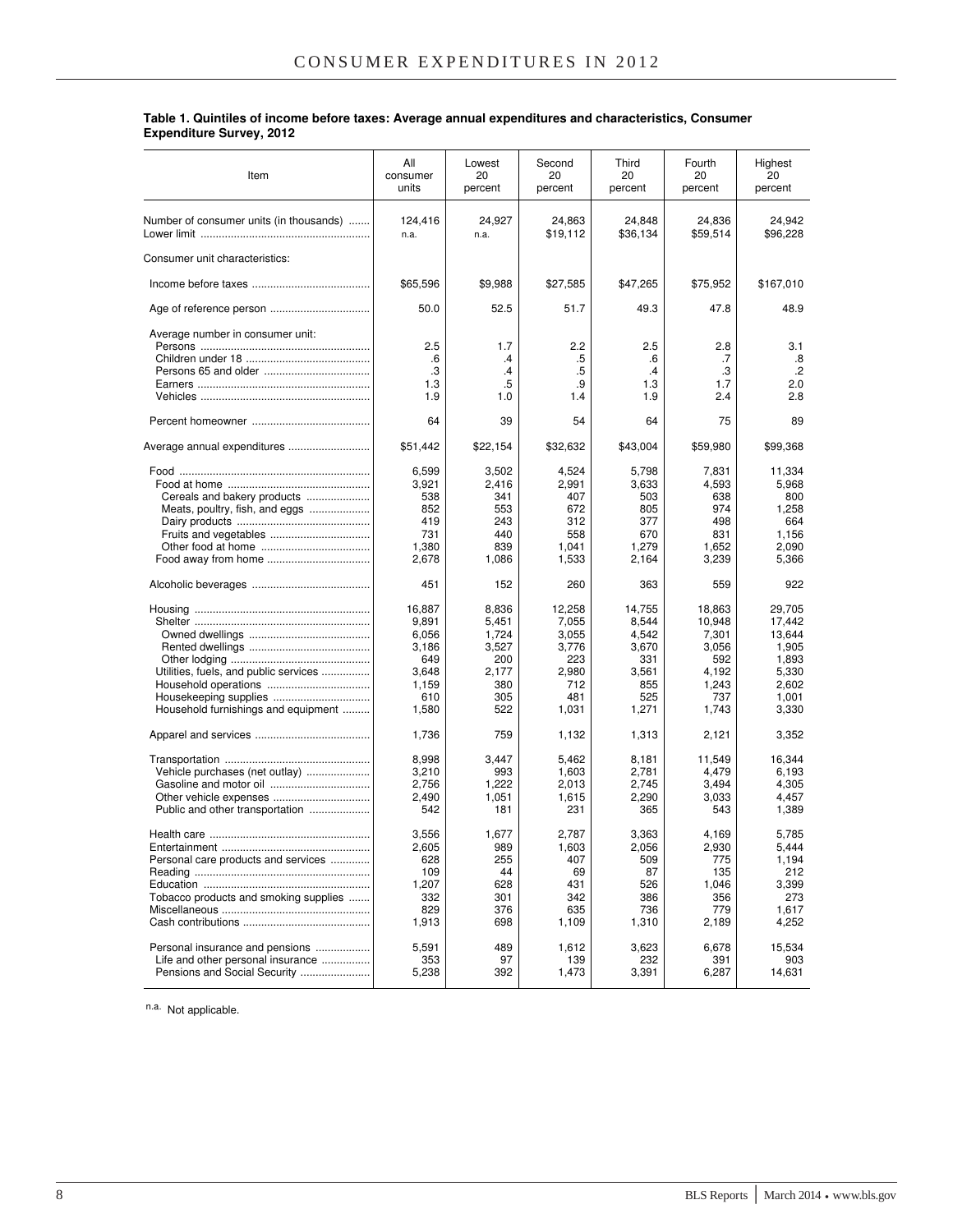**Table 1. Quintiles of income before taxes: Average annual expenditures and characteristics, Consumer Expenditure Survey, 2012**

| Item | All consumer units | Lowest 20 percent | Second 20 percent | Third 20 percent | Fourth 20 percent | Highest 20 percent |
|---|---|---|---|---|---|---|
| Number of consumer units (in thousands) | 124,416 | 24,927 | 24,863 | 24,848 | 24,836 | 24,942 |
| Lower limit | n.a. | n.a. | $19,112 | $36,134 | $59,514 | $96,228 |
| Consumer unit characteristics: | | | | | | |
| Income before taxes | $65,596 | $9,988 | $27,585 | $47,265 | $75,952 | $167,010 |
| Age of reference person | 50.0 | 52.5 | 51.7 | 49.3 | 47.8 | 48.9 |
| Average number in consumer unit: | | | | | | |
| Persons | 2.5 | 1.7 | 2.2 | 2.5 | 2.8 | 3.1 |
| Children under 18 | .6 | .4 | .5 | .6 | .7 | .8 |
| Persons 65 and older | .3 | .4 | .5 | .4 | .3 | .2 |
| Earners | 1.3 | .5 | .9 | 1.3 | 1.7 | 2.0 |
| Vehicles | 1.9 | 1.0 | 1.4 | 1.9 | 2.4 | 2.8 |
| Percent homeowner | 64 | 39 | 54 | 64 | 75 | 89 |
| Average annual expenditures | $51,442 | $22,154 | $32,632 | $43,004 | $59,980 | $99,368 |
| Food | 6,599 | 3,502 | 4,524 | 5,798 | 7,831 | 11,334 |
| Food at home | 3,921 | 2,416 | 2,991 | 3,633 | 4,593 | 5,968 |
| Cereals and bakery products | 538 | 341 | 407 | 503 | 638 | 800 |
| Meats, poultry, fish, and eggs | 852 | 553 | 672 | 805 | 974 | 1,258 |
| Dairy products | 419 | 243 | 312 | 377 | 498 | 664 |
| Fruits and vegetables | 731 | 440 | 558 | 670 | 831 | 1,156 |
| Other food at home | 1,380 | 839 | 1,041 | 1,279 | 1,652 | 2,090 |
| Food away from home | 2,678 | 1,086 | 1,533 | 2,164 | 3,239 | 5,366 |
| Alcoholic beverages | 451 | 152 | 260 | 363 | 559 | 922 |
| Housing | 16,887 | 8,836 | 12,258 | 14,755 | 18,863 | 29,705 |
| Shelter | 9,891 | 5,451 | 7,055 | 8,544 | 10,948 | 17,442 |
| Owned dwellings | 6,056 | 1,724 | 3,055 | 4,542 | 7,301 | 13,644 |
| Rented dwellings | 3,186 | 3,527 | 3,776 | 3,670 | 3,056 | 1,905 |
| Other lodging | 649 | 200 | 223 | 331 | 592 | 1,893 |
| Utilities, fuels, and public services | 3,648 | 2,177 | 2,980 | 3,561 | 4,192 | 5,330 |
| Household operations | 1,159 | 380 | 712 | 855 | 1,243 | 2,602 |
| Housekeeping supplies | 610 | 305 | 481 | 525 | 737 | 1,001 |
| Household furnishings and equipment | 1,580 | 522 | 1,031 | 1,271 | 1,743 | 3,330 |
| Apparel and services | 1,736 | 759 | 1,132 | 1,313 | 2,121 | 3,352 |
| Transportation | 8,998 | 3,447 | 5,462 | 8,181 | 11,549 | 16,344 |
| Vehicle purchases (net outlay) | 3,210 | 993 | 1,603 | 2,781 | 4,479 | 6,193 |
| Gasoline and motor oil | 2,756 | 1,222 | 2,013 | 2,745 | 3,494 | 4,305 |
| Other vehicle expenses | 2,490 | 1,051 | 1,615 | 2,290 | 3,033 | 4,457 |
| Public and other transportation | 542 | 181 | 231 | 365 | 543 | 1,389 |
| Health care | 3,556 | 1,677 | 2,787 | 3,363 | 4,169 | 5,785 |
| Entertainment | 2,605 | 989 | 1,603 | 2,056 | 2,930 | 5,444 |
| Personal care products and services | 628 | 255 | 407 | 509 | 775 | 1,194 |
| Reading | 109 | 44 | 69 | 87 | 135 | 212 |
| Education | 1,207 | 628 | 431 | 526 | 1,046 | 3,399 |
| Tobacco products and smoking supplies | 332 | 301 | 342 | 386 | 356 | 273 |
| Miscellaneous | 829 | 376 | 635 | 736 | 779 | 1,617 |
| Cash contributions | 1,913 | 698 | 1,109 | 1,310 | 2,189 | 4,252 |
| Personal insurance and pensions | 5,591 | 489 | 1,612 | 3,623 | 6,678 | 15,534 |
| Life and other personal insurance | 353 | 97 | 139 | 232 | 391 | 903 |
| Pensions and Social Security | 5,238 | 392 | 1,473 | 3,391 | 6,287 | 14,631 |

n.a. Not applicable.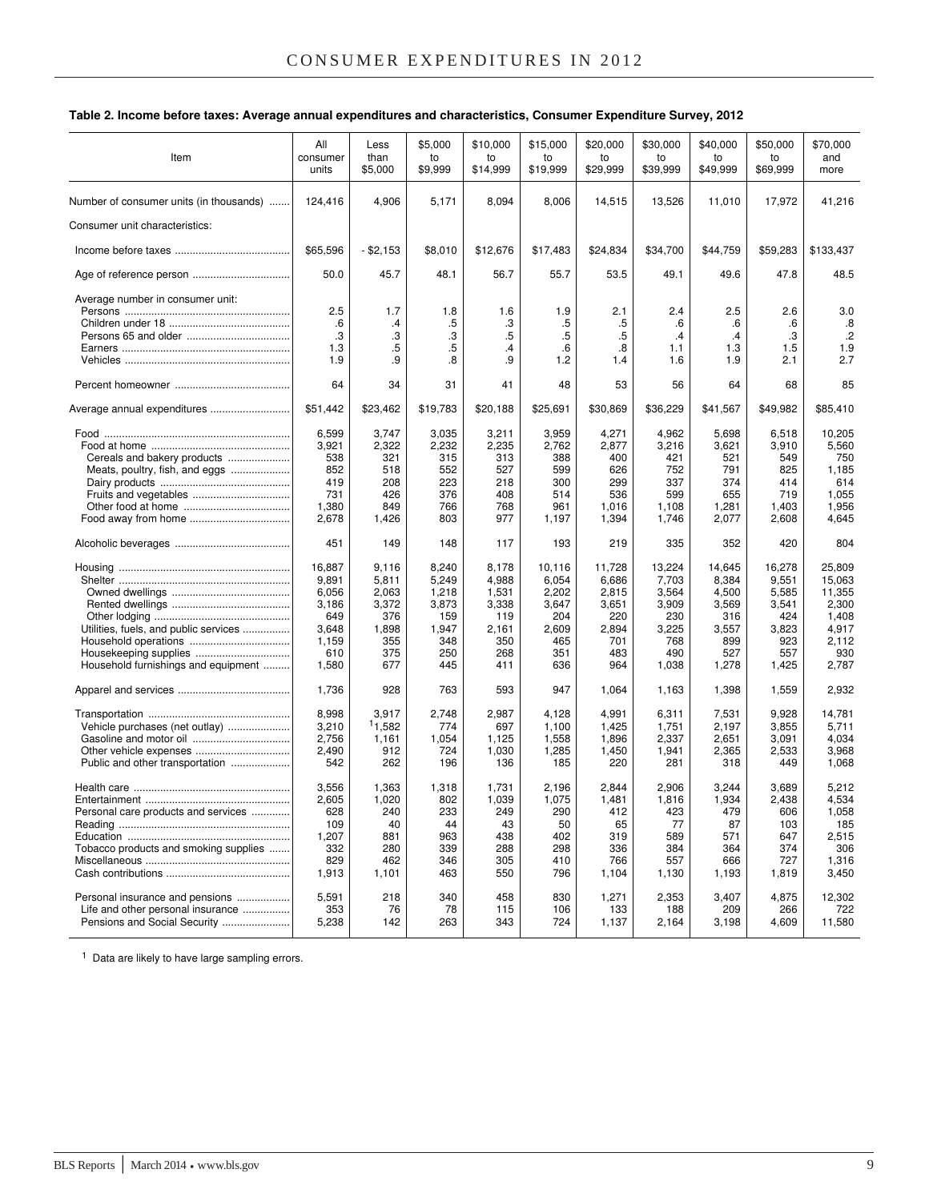**Table 2. Income before taxes: Average annual expenditures and characteristics, Consumer Expenditure Survey, 2012**

| Item | All consumer units | Less than $5,000 | $5,000 to $9,999 | $10,000 to $14,999 | $15,000 to $19,999 | $20,000 to $29,999 | $30,000 to $39,999 | $40,000 to $49,999 | $50,000 to $69,999 | $70,000 and more |
|---|---|---|---|---|---|---|---|---|---|---|
| Number of consumer units (in thousands) | 124,416 | 4,906 | 5,171 | 8,094 | 8,006 | 14,515 | 13,526 | 11,010 | 17,972 | 41,216 |
| Consumer unit characteristics: | | | | | | | | | | |
| Income before taxes | $65,596 | - $2,153 | $8,010 | $12,676 | $17,483 | $24,834 | $34,700 | $44,759 | $59,283 | $133,437 |
| Age of reference person | 50.0 | 45.7 | 48.1 | 56.7 | 55.7 | 53.5 | 49.1 | 49.6 | 47.8 | 48.5 |
| Average number in consumer unit: | | | | | | | | | | |
| Persons | 2.5 | 1.7 | 1.8 | 1.6 | 1.9 | 2.1 | 2.4 | 2.5 | 2.6 | 3.0 |
| Children under 18 | .6 | .4 | .5 | .3 | .5 | .5 | .6 | .6 | .6 | .8 |
| Persons 65 and older | .3 | .3 | .3 | .5 | .5 | .5 | .4 | .4 | .3 | .2 |
| Earners | 1.3 | .5 | .5 | .4 | .6 | .8 | 1.1 | 1.3 | 1.5 | 1.9 |
| Vehicles | 1.9 | .9 | .8 | .9 | 1.2 | 1.4 | 1.6 | 1.9 | 2.1 | 2.7 |
| Percent homeowner | 64 | 34 | 31 | 41 | 48 | 53 | 56 | 64 | 68 | 85 |
| Average annual expenditures | $51,442 | $23,462 | $19,783 | $20,188 | $25,691 | $30,869 | $36,229 | $41,567 | $49,982 | $85,410 |
| Food | 6,599 | 3,747 | 3,035 | 3,211 | 3,959 | 4,271 | 4,962 | 5,698 | 6,518 | 10,205 |
| Food at home | 3,921 | 2,322 | 2,232 | 2,235 | 2,762 | 2,877 | 3,216 | 3,621 | 3,910 | 5,560 |
| Cereals and bakery products | 538 | 321 | 315 | 313 | 388 | 400 | 421 | 521 | 549 | 750 |
| Meats, poultry, fish, and eggs | 852 | 518 | 552 | 527 | 599 | 626 | 752 | 791 | 825 | 1,185 |
| Dairy products | 419 | 208 | 223 | 218 | 300 | 299 | 337 | 374 | 414 | 614 |
| Fruits and vegetables | 731 | 426 | 376 | 408 | 514 | 536 | 599 | 655 | 719 | 1,055 |
| Other food at home | 1,380 | 849 | 766 | 768 | 961 | 1,016 | 1,108 | 1,281 | 1,403 | 1,956 |
| Food away from home | 2,678 | 1,426 | 803 | 977 | 1,197 | 1,394 | 1,746 | 2,077 | 2,608 | 4,645 |
| Alcoholic beverages | 451 | 149 | 148 | 117 | 193 | 219 | 335 | 352 | 420 | 804 |
| Housing | 16,887 | 9,116 | 8,240 | 8,178 | 10,116 | 11,728 | 13,224 | 14,645 | 16,278 | 25,809 |
| Shelter | 9,891 | 5,811 | 5,249 | 4,988 | 6,054 | 6,686 | 7,703 | 8,384 | 9,551 | 15,063 |
| Owned dwellings | 6,056 | 2,063 | 1,218 | 1,531 | 2,202 | 2,815 | 3,564 | 4,500 | 5,585 | 11,355 |
| Rented dwellings | 3,186 | 3,372 | 3,873 | 3,338 | 3,647 | 3,651 | 3,909 | 3,569 | 3,541 | 2,300 |
| Other lodging | 649 | 376 | 159 | 119 | 204 | 220 | 230 | 316 | 424 | 1,408 |
| Utilities, fuels, and public services | 3,648 | 1,898 | 1,947 | 2,161 | 2,609 | 2,894 | 3,225 | 3,557 | 3,823 | 4,917 |
| Household operations | 1,159 | 355 | 348 | 350 | 465 | 701 | 768 | 899 | 923 | 2,112 |
| Housekeeping supplies | 610 | 375 | 250 | 268 | 351 | 483 | 490 | 527 | 557 | 930 |
| Household furnishings and equipment | 1,580 | 677 | 445 | 411 | 636 | 964 | 1,038 | 1,278 | 1,425 | 2,787 |
| Apparel and services | 1,736 | 928 | 763 | 593 | 947 | 1,064 | 1,163 | 1,398 | 1,559 | 2,932 |
| Transportation | 8,998 | 3,917 | 2,748 | 2,987 | 4,128 | 4,991 | 6,311 | 7,531 | 9,928 | 14,781 |
| Vehicle purchases (net outlay) | 3,210 | [1]1,582 | 774 | 697 | 1,100 | 1,425 | 1,751 | 2,197 | 3,855 | 5,711 |
| Gasoline and motor oil | 2,756 | 1,161 | 1,054 | 1,125 | 1,558 | 1,896 | 2,337 | 2,651 | 3,091 | 4,034 |
| Other vehicle expenses | 2,490 | 912 | 724 | 1,030 | 1,285 | 1,450 | 1,941 | 2,365 | 2,533 | 3,968 |
| Public and other transportation | 542 | 262 | 196 | 136 | 185 | 220 | 281 | 318 | 449 | 1,068 |
| Health care | 3,556 | 1,363 | 1,318 | 1,731 | 2,196 | 2,844 | 2,906 | 3,244 | 3,689 | 5,212 |
| Entertainment | 2,605 | 1,020 | 802 | 1,039 | 1,075 | 1,481 | 1,816 | 1,934 | 2,438 | 4,534 |
| Personal care products and services | 628 | 240 | 233 | 249 | 290 | 412 | 423 | 479 | 606 | 1,058 |
| Reading | 109 | 40 | 44 | 43 | 50 | 65 | 77 | 87 | 103 | 185 |
| Education | 1,207 | 881 | 963 | 438 | 402 | 319 | 589 | 571 | 647 | 2,515 |
| Tobacco products and smoking supplies | 332 | 280 | 339 | 288 | 298 | 336 | 384 | 364 | 374 | 306 |
| Miscellaneous | 829 | 462 | 346 | 305 | 410 | 766 | 557 | 666 | 727 | 1,316 |
| Cash contributions | 1,913 | 1,101 | 463 | 550 | 796 | 1,104 | 1,130 | 1,193 | 1,819 | 3,450 |
| Personal insurance and pensions | 5,591 | 218 | 340 | 458 | 830 | 1,271 | 2,353 | 3,407 | 4,875 | 12,302 |
| Life and other personal insurance | 353 | 76 | 78 | 115 | 106 | 133 | 188 | 209 | 266 | 722 |
| Pensions and Social Security | 5,238 | 142 | 263 | 343 | 724 | 1,137 | 2,164 | 3,198 | 4,609 | 11,580 |

[1] Data are likely to have large sampling errors.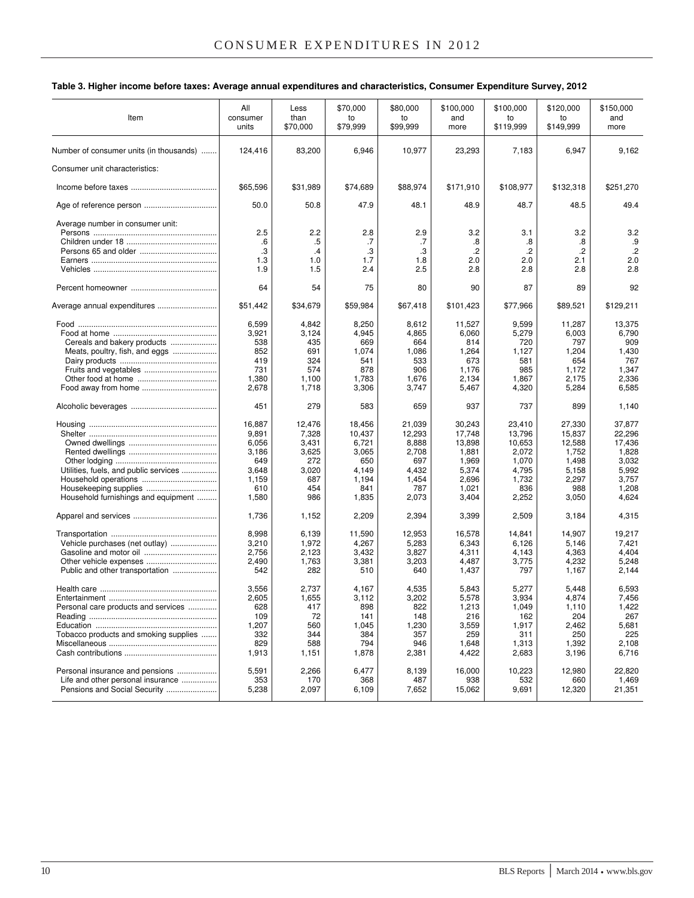**Table 3. Higher income before taxes: Average annual expenditures and characteristics, Consumer Expenditure Survey, 2012**

| Item | All consumer units | Less than $70,000 | $70,000 to $79,999 | $80,000 to $99,999 | $100,000 and more | $100,000 to $119,999 | $120,000 to $149,999 | $150,000 and more |
|---|---|---|---|---|---|---|---|---|
| Number of consumer units (in thousands) | 124,416 | 83,200 | 6,946 | 10,977 | 23,293 | 7,183 | 6,947 | 9,162 |
| Consumer unit characteristics: | | | | | | | | |
| Income before taxes | $65,596 | $31,989 | $74,689 | $88,974 | $171,910 | $108,977 | $132,318 | $251,270 |
| Age of reference person | 50.0 | 50.8 | 47.9 | 48.1 | 48.9 | 48.7 | 48.5 | 49.4 |
| Average number in consumer unit: | | | | | | | | |
| Persons | 2.5 | 2.2 | 2.8 | 2.9 | 3.2 | 3.1 | 3.2 | 3.2 |
| Children under 18 | .6 | .5 | .7 | .7 | .8 | .8 | .8 | .9 |
| Persons 65 and older | .3 | .4 | .3 | .3 | .2 | .2 | .2 | .2 |
| Earners | 1.3 | 1.0 | 1.7 | 1.8 | 2.0 | 2.0 | 2.1 | 2.0 |
| Vehicles | 1.9 | 1.5 | 2.4 | 2.5 | 2.8 | 2.8 | 2.8 | 2.8 |
| Percent homeowner | 64 | 54 | 75 | 80 | 90 | 87 | 89 | 92 |
| Average annual expenditures | $51,442 | $34,679 | $59,984 | $67,418 | $101,423 | $77,966 | $89,521 | $129,211 |
| Food | 6,599 | 4,842 | 8,250 | 8,612 | 11,527 | 9,599 | 11,287 | 13,375 |
| Food at home | 3,921 | 3,124 | 4,945 | 4,865 | 6,060 | 5,279 | 6,003 | 6,790 |
| Cereals and bakery products | 538 | 435 | 669 | 664 | 814 | 720 | 797 | 909 |
| Meats, poultry, fish, and eggs | 852 | 691 | 1,074 | 1,086 | 1,264 | 1,127 | 1,204 | 1,430 |
| Dairy products | 419 | 324 | 541 | 533 | 673 | 581 | 654 | 767 |
| Fruits and vegetables | 731 | 574 | 878 | 906 | 1,176 | 985 | 1,172 | 1,347 |
| Other food at home | 1,380 | 1,100 | 1,783 | 1,676 | 2,134 | 1,867 | 2,175 | 2,336 |
| Food away from home | 2,678 | 1,718 | 3,306 | 3,747 | 5,467 | 4,320 | 5,284 | 6,585 |
| Alcoholic beverages | 451 | 279 | 583 | 659 | 937 | 737 | 899 | 1,140 |
| Housing | 16,887 | 12,476 | 18,456 | 21,039 | 30,243 | 23,410 | 27,330 | 37,877 |
| Shelter | 9,891 | 7,328 | 10,437 | 12,293 | 17,748 | 13,796 | 15,837 | 22,296 |
| Owned dwellings | 6,056 | 3,431 | 6,721 | 8,888 | 13,898 | 10,653 | 12,588 | 17,436 |
| Rented dwellings | 3,186 | 3,625 | 3,065 | 2,708 | 1,881 | 2,072 | 1,752 | 1,828 |
| Other lodging | 649 | 272 | 650 | 697 | 1,969 | 1,070 | 1,498 | 3,032 |
| Utilities, fuels, and public services | 3,648 | 3,020 | 4,149 | 4,432 | 5,374 | 4,795 | 5,158 | 5,992 |
| Household operations | 1,159 | 687 | 1,194 | 1,454 | 2,696 | 1,732 | 2,297 | 3,757 |
| Housekeeping supplies | 610 | 454 | 841 | 787 | 1,021 | 836 | 988 | 1,208 |
| Household furnishings and equipment | 1,580 | 986 | 1,835 | 2,073 | 3,404 | 2,252 | 3,050 | 4,624 |
| Apparel and services | 1,736 | 1,152 | 2,209 | 2,394 | 3,399 | 2,509 | 3,184 | 4,315 |
| Transportation | 8,998 | 6,139 | 11,590 | 12,953 | 16,578 | 14,841 | 14,907 | 19,217 |
| Vehicle purchases (net outlay) | 3,210 | 1,972 | 4,267 | 5,283 | 6,343 | 6,126 | 5,146 | 7,421 |
| Gasoline and motor oil | 2,756 | 2,123 | 3,432 | 3,827 | 4,311 | 4,143 | 4,363 | 4,404 |
| Other vehicle expenses | 2,490 | 1,763 | 3,381 | 3,203 | 4,487 | 3,775 | 4,232 | 5,248 |
| Public and other transportation | 542 | 282 | 510 | 640 | 1,437 | 797 | 1,167 | 2,144 |
| Health care | 3,556 | 2,737 | 4,167 | 4,535 | 5,843 | 5,277 | 5,448 | 6,593 |
| Entertainment | 2,605 | 1,655 | 3,112 | 3,202 | 5,578 | 3,934 | 4,874 | 7,456 |
| Personal care products and services | 628 | 417 | 898 | 822 | 1,213 | 1,049 | 1,110 | 1,422 |
| Reading | 109 | 72 | 141 | 148 | 216 | 162 | 204 | 267 |
| Education | 1,207 | 560 | 1,045 | 1,230 | 3,559 | 1,917 | 2,462 | 5,681 |
| Tobacco products and smoking supplies | 332 | 344 | 384 | 357 | 259 | 311 | 250 | 225 |
| Miscellaneous | 829 | 588 | 794 | 946 | 1,648 | 1,313 | 1,392 | 2,108 |
| Cash contributions | 1,913 | 1,151 | 1,878 | 2,381 | 4,422 | 2,683 | 3,196 | 6,716 |
| Personal insurance and pensions | 5,591 | 2,266 | 6,477 | 8,139 | 16,000 | 10,223 | 12,980 | 22,820 |
| Life and other personal insurance | 353 | 170 | 368 | 487 | 938 | 532 | 660 | 1,469 |
| Pensions and Social Security | 5,238 | 2,097 | 6,109 | 7,652 | 15,062 | 9,691 | 12,320 | 21,351 |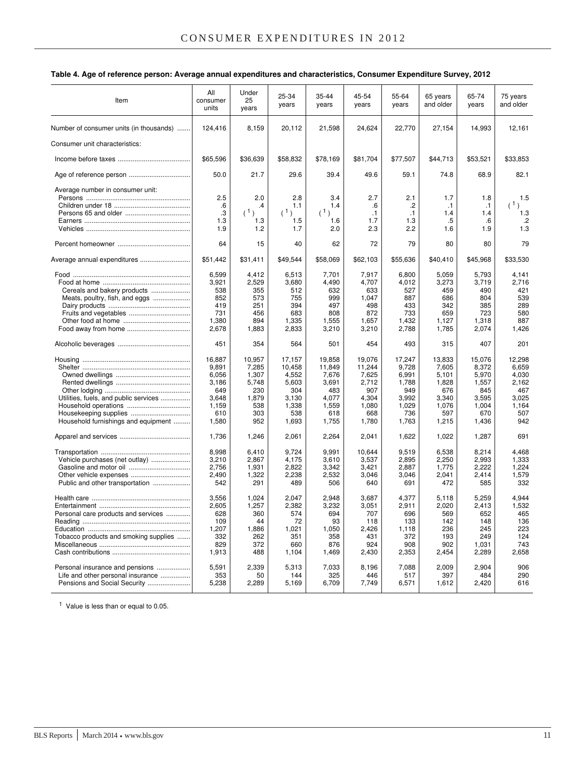**Table 4. Age of reference person: Average annual expenditures and characteristics, Consumer Expenditure Survey, 2012**

| Item | All consumer units | Under 25 years | 25-34 years | 35-44 years | 45-54 years | 55-64 years | 65 years and older | 65-74 years | 75 years and older |
|---|---|---|---|---|---|---|---|---|---|
| Number of consumer units (in thousands) | 124,416 | 8,159 | 20,112 | 21,598 | 24,624 | 22,770 | 27,154 | 14,993 | 12,161 |
| Consumer unit characteristics: | | | | | | | | | |
| Income before taxes | $65,596 | $36,639 | $58,832 | $78,169 | $81,704 | $77,507 | $44,713 | $53,521 | $33,853 |
| Age of reference person | 50.0 | 21.7 | 29.6 | 39.4 | 49.6 | 59.1 | 74.8 | 68.9 | 82.1 |
| Average number in consumer unit: | | | | | | | | | |
| Persons | 2.5 | 2.0 | 2.8 | 3.4 | 2.7 | 2.1 | 1.7 | 1.8 | 1.5 |
| Children under 18 | .6 | .4 | 1.1 | 1.4 | .6 | .2 | .1 | .1 | (1) |
| Persons 65 and older | .3 | (1) | (1) | (1) | .1 | .1 | 1.4 | 1.4 | 1.3 |
| Earners | 1.3 | 1.3 | 1.5 | 1.6 | 1.7 | 1.3 | .5 | .6 | .2 |
| Vehicles | 1.9 | 1.2 | 1.7 | 2.0 | 2.3 | 2.2 | 1.6 | 1.9 | 1.3 |
| Percent homeowner | 64 | 15 | 40 | 62 | 72 | 79 | 80 | 80 | 79 |
| Average annual expenditures | $51,442 | $31,411 | $49,544 | $58,069 | $62,103 | $55,636 | $40,410 | $45,968 | $33,530 |
| Food | 6,599 | 4,412 | 6,513 | 7,701 | 7,917 | 6,800 | 5,059 | 5,793 | 4,141 |
| Food at home | 3,921 | 2,529 | 3,680 | 4,490 | 4,707 | 4,012 | 3,273 | 3,719 | 2,716 |
| Cereals and bakery products | 538 | 355 | 512 | 632 | 633 | 527 | 459 | 490 | 421 |
| Meats, poultry, fish, and eggs | 852 | 573 | 755 | 999 | 1,047 | 887 | 686 | 804 | 539 |
| Dairy products | 419 | 251 | 394 | 497 | 498 | 433 | 342 | 385 | 289 |
| Fruits and vegetables | 731 | 456 | 683 | 808 | 872 | 733 | 659 | 723 | 580 |
| Other food at home | 1,380 | 894 | 1,335 | 1,555 | 1,657 | 1,432 | 1,127 | 1,318 | 887 |
| Food away from home | 2,678 | 1,883 | 2,833 | 3,210 | 3,210 | 2,788 | 1,785 | 2,074 | 1,426 |
| Alcoholic beverages | 451 | 354 | 564 | 501 | 454 | 493 | 315 | 407 | 201 |
| Housing | 16,887 | 10,957 | 17,157 | 19,858 | 19,076 | 17,247 | 13,833 | 15,076 | 12,298 |
| Shelter | 9,891 | 7,285 | 10,458 | 11,849 | 11,244 | 9,728 | 7,605 | 8,372 | 6,659 |
| Owned dwellings | 6,056 | 1,307 | 4,552 | 7,676 | 7,625 | 6,991 | 5,101 | 5,970 | 4,030 |
| Rented dwellings | 3,186 | 5,748 | 5,603 | 3,691 | 2,712 | 1,788 | 1,828 | 1,557 | 2,162 |
| Other lodging | 649 | 230 | 304 | 483 | 907 | 949 | 676 | 845 | 467 |
| Utilities, fuels, and public services | 3,648 | 1,879 | 3,130 | 4,077 | 4,304 | 3,992 | 3,340 | 3,595 | 3,025 |
| Household operations | 1,159 | 538 | 1,338 | 1,559 | 1,080 | 1,029 | 1,076 | 1,004 | 1,164 |
| Housekeeping supplies | 610 | 303 | 538 | 618 | 668 | 736 | 597 | 670 | 507 |
| Household furnishings and equipment | 1,580 | 952 | 1,693 | 1,755 | 1,780 | 1,763 | 1,215 | 1,436 | 942 |
| Apparel and services | 1,736 | 1,246 | 2,061 | 2,264 | 2,041 | 1,622 | 1,022 | 1,287 | 691 |
| Transportation | 8,998 | 6,410 | 9,724 | 9,991 | 10,644 | 9,519 | 6,538 | 8,214 | 4,468 |
| Vehicle purchases (net outlay) | 3,210 | 2,867 | 4,175 | 3,610 | 3,537 | 2,895 | 2,250 | 2,993 | 1,333 |
| Gasoline and motor oil | 2,756 | 1,931 | 2,822 | 3,342 | 3,421 | 2,887 | 1,775 | 2,222 | 1,224 |
| Other vehicle expenses | 2,490 | 1,322 | 2,238 | 2,532 | 3,046 | 3,046 | 2,041 | 2,414 | 1,579 |
| Public and other transportation | 542 | 291 | 489 | 506 | 640 | 691 | 472 | 585 | 332 |
| Health care | 3,556 | 1,024 | 2,047 | 2,948 | 3,687 | 4,377 | 5,118 | 5,259 | 4,944 |
| Entertainment | 2,605 | 1,257 | 2,382 | 3,232 | 3,051 | 2,911 | 2,020 | 2,413 | 1,532 |
| Personal care products and services | 628 | 360 | 574 | 694 | 707 | 696 | 569 | 652 | 465 |
| Reading | 109 | 44 | 72 | 93 | 118 | 133 | 142 | 148 | 136 |
| Education | 1,207 | 1,886 | 1,021 | 1,050 | 2,426 | 1,118 | 236 | 245 | 223 |
| Tobacco products and smoking supplies | 332 | 262 | 351 | 358 | 431 | 372 | 193 | 249 | 124 |
| Miscellaneous | 829 | 372 | 660 | 876 | 924 | 908 | 902 | 1,031 | 743 |
| Cash contributions | 1,913 | 488 | 1,104 | 1,469 | 2,430 | 2,353 | 2,454 | 2,289 | 2,658 |
| Personal insurance and pensions | 5,591 | 2,339 | 5,313 | 7,033 | 8,196 | 7,088 | 2,009 | 2,904 | 906 |
| Life and other personal insurance | 353 | 50 | 144 | 325 | 446 | 517 | 397 | 484 | 290 |
| Pensions and Social Security | 5,238 | 2,289 | 5,169 | 6,709 | 7,749 | 6,571 | 1,612 | 2,420 | 616 |

[1] Value is less than or equal to 0.05.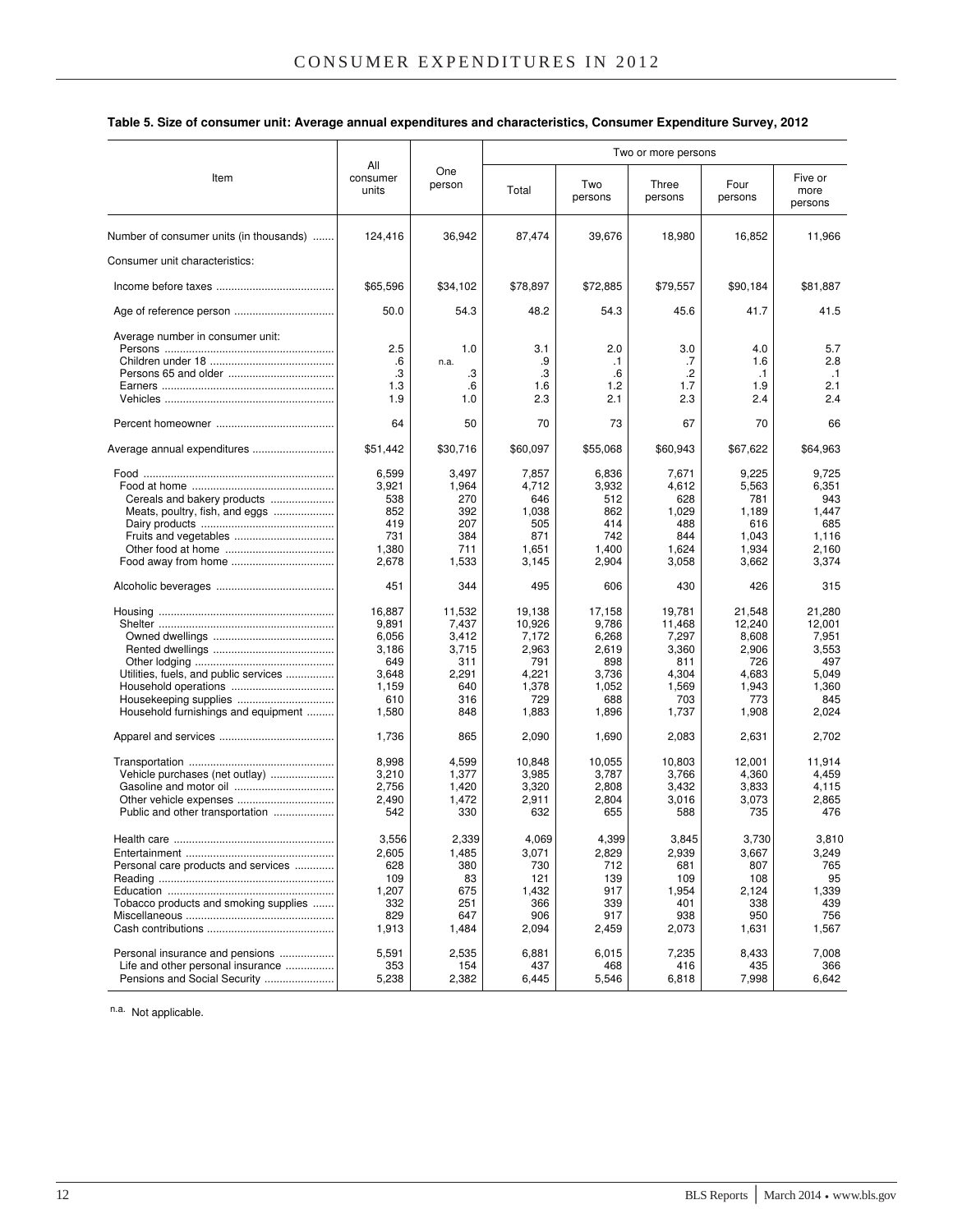**Table 5. Size of consumer unit: Average annual expenditures and characteristics, Consumer Expenditure Survey, 2012**

| Item | All consumer units | One person | Two or more persons | | | | |
|---|---|---|---|---|---|---|---|
| | | | Total | Two persons | Three persons | Four persons | Five or more persons |
| Number of consumer units (in thousands) | 124,416 | 36,942 | 87,474 | 39,676 | 18,980 | 16,852 | 11,966 |
| Consumer unit characteristics: | | | | | | | |
| Income before taxes | $65,596 | $34,102 | $78,897 | $72,885 | $79,557 | $90,184 | $81,887 |
| Age of reference person | 50.0 | 54.3 | 48.2 | 54.3 | 45.6 | 41.7 | 41.5 |
| Average number in consumer unit: | | | | | | | |
| Persons | 2.5 | 1.0 | 3.1 | 2.0 | 3.0 | 4.0 | 5.7 |
| Children under 18 | .6 | n.a. | .9 | .1 | .7 | 1.6 | 2.8 |
| Persons 65 and older | .3 | .3 | .3 | .6 | .2 | .1 | .1 |
| Earners | 1.3 | .6 | 1.6 | 1.2 | 1.7 | 1.9 | 2.1 |
| Vehicles | 1.9 | 1.0 | 2.3 | 2.1 | 2.3 | 2.4 | 2.4 |
| Percent homeowner | 64 | 50 | 70 | 73 | 67 | 70 | 66 |
| Average annual expenditures | $51,442 | $30,716 | $60,097 | $55,068 | $60,943 | $67,622 | $64,963 |
| Food | 6,599 | 3,497 | 7,857 | 6,836 | 7,671 | 9,225 | 9,725 |
| Food at home | 3,921 | 1,964 | 4,712 | 3,932 | 4,612 | 5,563 | 6,351 |
| Cereals and bakery products | 538 | 270 | 646 | 512 | 628 | 781 | 943 |
| Meats, poultry, fish, and eggs | 852 | 392 | 1,038 | 862 | 1,029 | 1,189 | 1,447 |
| Dairy products | 419 | 207 | 505 | 414 | 488 | 616 | 685 |
| Fruits and vegetables | 731 | 384 | 871 | 742 | 844 | 1,043 | 1,116 |
| Other food at home | 1,380 | 711 | 1,651 | 1,400 | 1,624 | 1,934 | 2,160 |
| Food away from home | 2,678 | 1,533 | 3,145 | 2,904 | 3,058 | 3,662 | 3,374 |
| Alcoholic beverages | 451 | 344 | 495 | 606 | 430 | 426 | 315 |
| Housing | 16,887 | 11,532 | 19,138 | 17,158 | 19,781 | 21,548 | 21,280 |
| Shelter | 9,891 | 7,437 | 10,926 | 9,786 | 11,468 | 12,240 | 12,001 |
| Owned dwellings | 6,056 | 3,412 | 7,172 | 6,268 | 7,297 | 8,608 | 7,951 |
| Rented dwellings | 3,186 | 3,715 | 2,963 | 2,619 | 3,360 | 2,906 | 3,553 |
| Other lodging | 649 | 311 | 791 | 898 | 811 | 726 | 497 |
| Utilities, fuels, and public services | 3,648 | 2,291 | 4,221 | 3,736 | 4,304 | 4,683 | 5,049 |
| Household operations | 1,159 | 640 | 1,378 | 1,052 | 1,569 | 1,943 | 1,360 |
| Housekeeping supplies | 610 | 316 | 729 | 688 | 703 | 773 | 845 |
| Household furnishings and equipment | 1,580 | 848 | 1,883 | 1,896 | 1,737 | 1,908 | 2,024 |
| Apparel and services | 1,736 | 865 | 2,090 | 1,690 | 2,083 | 2,631 | 2,702 |
| Transportation | 8,998 | 4,599 | 10,848 | 10,055 | 10,803 | 12,001 | 11,914 |
| Vehicle purchases (net outlay) | 3,210 | 1,377 | 3,985 | 3,787 | 3,766 | 4,360 | 4,459 |
| Gasoline and motor oil | 2,756 | 1,420 | 3,320 | 2,808 | 3,432 | 3,833 | 4,115 |
| Other vehicle expenses | 2,490 | 1,472 | 2,911 | 2,804 | 3,016 | 3,073 | 2,865 |
| Public and other transportation | 542 | 330 | 632 | 655 | 588 | 735 | 476 |
| Health care | 3,556 | 2,339 | 4,069 | 4,399 | 3,845 | 3,730 | 3,810 |
| Entertainment | 2,605 | 1,485 | 3,071 | 2,829 | 2,939 | 3,667 | 3,249 |
| Personal care products and services | 628 | 380 | 730 | 712 | 681 | 807 | 765 |
| Reading | 109 | 83 | 121 | 139 | 109 | 108 | 95 |
| Education | 1,207 | 675 | 1,432 | 917 | 1,954 | 2,124 | 1,339 |
| Tobacco products and smoking supplies | 332 | 251 | 366 | 339 | 401 | 338 | 439 |
| Miscellaneous | 829 | 647 | 906 | 917 | 938 | 950 | 756 |
| Cash contributions | 1,913 | 1,484 | 2,094 | 2,459 | 2,073 | 1,631 | 1,567 |
| Personal insurance and pensions | 5,591 | 2,535 | 6,881 | 6,015 | 7,235 | 8,433 | 7,008 |
| Life and other personal insurance | 353 | 154 | 437 | 468 | 416 | 435 | 366 |
| Pensions and Social Security | 5,238 | 2,382 | 6,445 | 5,546 | 6,818 | 7,998 | 6,642 |

n.a. Not applicable.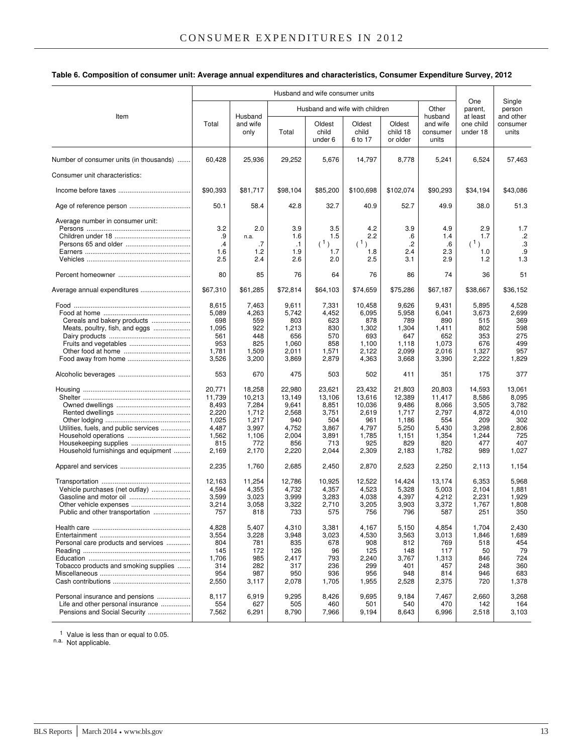**Table 6. Composition of consumer unit: Average annual expenditures and characteristics, Consumer Expenditure Survey, 2012**

| Item | Husband and wife consumer units | | | | | | | One parent, at least one child under 18 | Single person and other consumer units |
|---|---|---|---|---|---|---|---|---|---|
| | Total | Husband and wife only | Husband and wife with children | | | | Other husband and wife consumer units | | |
| | | | Total | Oldest child under 6 | Oldest child 6 to 17 | Oldest child 18 or older | | | |
| Number of consumer units (in thousands) | 60,428 | 25,936 | 29,252 | 5,676 | 14,797 | 8,778 | 5,241 | 6,524 | 57,463 |
| Consumer unit characteristics: | | | | | | | | | |
| Income before taxes | $90,393 | $81,717 | $98,104 | $85,200 | $100,698 | $102,074 | $90,293 | $34,194 | $43,086 |
| Age of reference person | 50.1 | 58.4 | 42.8 | 32.7 | 40.9 | 52.7 | 49.9 | 38.0 | 51.3 |
| Average number in consumer unit: | | | | | | | | | |
| Persons | 3.2 | 2.0 | 3.9 | 3.5 | 4.2 | 3.9 | 4.9 | 2.9 | 1.7 |
| Children under 18 | .9 | n.a. | 1.6 | 1.5 | 2.2 | .6 | 1.4 | 1.7 | .2 |
| Persons 65 and older | .4 | .7 | .1 | (1) | (1) | .2 | .6 | (1) | .3 |
| Earners | 1.6 | 1.2 | 1.9 | 1.7 | 1.8 | 2.4 | 2.3 | 1.0 | .9 |
| Vehicles | 2.5 | 2.4 | 2.6 | 2.0 | 2.5 | 3.1 | 2.9 | 1.2 | 1.3 |
| Percent homeowner | 80 | 85 | 76 | 64 | 76 | 86 | 74 | 36 | 51 |
| Average annual expenditures | $67,310 | $61,285 | $72,814 | $64,103 | $74,659 | $75,286 | $67,187 | $38,667 | $36,152 |
| Food | 8,615 | 7,463 | 9,611 | 7,331 | 10,458 | 9,626 | 9,431 | 5,895 | 4,528 |
| Food at home | 5,089 | 4,263 | 5,742 | 4,452 | 6,095 | 5,958 | 6,041 | 3,673 | 2,699 |
| Cereals and bakery products | 698 | 559 | 803 | 623 | 878 | 789 | 890 | 515 | 369 |
| Meats, poultry, fish, and eggs | 1,095 | 922 | 1,213 | 830 | 1,302 | 1,304 | 1,411 | 802 | 598 |
| Dairy products | 561 | 448 | 656 | 570 | 693 | 647 | 652 | 353 | 275 |
| Fruits and vegetables | 953 | 825 | 1,060 | 858 | 1,100 | 1,118 | 1,073 | 676 | 499 |
| Other food at home | 1,781 | 1,509 | 2,011 | 1,571 | 2,122 | 2,099 | 2,016 | 1,327 | 957 |
| Food away from home | 3,526 | 3,200 | 3,869 | 2,879 | 4,363 | 3,668 | 3,390 | 2,222 | 1,829 |
| Alcoholic beverages | 553 | 670 | 475 | 503 | 502 | 411 | 351 | 175 | 377 |
| Housing | 20,771 | 18,258 | 22,980 | 23,621 | 23,432 | 21,803 | 20,803 | 14,593 | 13,061 |
| Shelter | 11,739 | 10,213 | 13,149 | 13,106 | 13,616 | 12,389 | 11,417 | 8,586 | 8,095 |
| Owned dwellings | 8,493 | 7,284 | 9,641 | 8,851 | 10,036 | 9,486 | 8,066 | 3,505 | 3,782 |
| Rented dwellings | 2,220 | 1,712 | 2,568 | 3,751 | 2,619 | 1,717 | 2,797 | 4,872 | 4,010 |
| Other lodging | 1,025 | 1,217 | 940 | 504 | 961 | 1,186 | 554 | 209 | 302 |
| Utilities, fuels, and public services | 4,487 | 3,997 | 4,752 | 3,867 | 4,797 | 5,250 | 5,430 | 3,298 | 2,806 |
| Household operations | 1,562 | 1,106 | 2,004 | 3,891 | 1,785 | 1,151 | 1,354 | 1,244 | 725 |
| Housekeeping supplies | 815 | 772 | 856 | 713 | 925 | 829 | 820 | 477 | 407 |
| Household furnishings and equipment | 2,169 | 2,170 | 2,220 | 2,044 | 2,309 | 2,183 | 1,782 | 989 | 1,027 |
| Apparel and services | 2,235 | 1,760 | 2,685 | 2,450 | 2,870 | 2,523 | 2,250 | 2,113 | 1,154 |
| Transportation | 12,163 | 11,254 | 12,786 | 10,925 | 12,522 | 14,424 | 13,174 | 6,353 | 5,968 |
| Vehicle purchases (net outlay) | 4,594 | 4,355 | 4,732 | 4,357 | 4,523 | 5,328 | 5,003 | 2,104 | 1,881 |
| Gasoline and motor oil | 3,599 | 3,023 | 3,999 | 3,283 | 4,038 | 4,397 | 4,212 | 2,231 | 1,929 |
| Other vehicle expenses | 3,214 | 3,058 | 3,322 | 2,710 | 3,205 | 3,903 | 3,372 | 1,767 | 1,808 |
| Public and other transportation | 757 | 818 | 733 | 575 | 756 | 796 | 587 | 251 | 350 |
| Health care | 4,828 | 5,407 | 4,310 | 3,381 | 4,167 | 5,150 | 4,854 | 1,704 | 2,430 |
| Entertainment | 3,554 | 3,228 | 3,948 | 3,023 | 4,530 | 3,563 | 3,013 | 1,846 | 1,689 |
| Personal care products and services | 804 | 781 | 835 | 678 | 908 | 812 | 769 | 518 | 454 |
| Reading | 145 | 172 | 126 | 96 | 125 | 148 | 117 | 50 | 79 |
| Education | 1,706 | 985 | 2,417 | 793 | 2,240 | 3,767 | 1,313 | 846 | 724 |
| Tobacco products and smoking supplies | 314 | 282 | 317 | 236 | 299 | 401 | 457 | 248 | 360 |
| Miscellaneous | 954 | 987 | 950 | 936 | 956 | 948 | 814 | 946 | 683 |
| Cash contributions | 2,550 | 3,117 | 2,078 | 1,705 | 1,955 | 2,528 | 2,375 | 720 | 1,378 |
| Personal insurance and pensions | 8,117 | 6,919 | 9,295 | 8,426 | 9,695 | 9,184 | 7,467 | 2,660 | 3,268 |
| Life and other personal insurance | 554 | 627 | 505 | 460 | 501 | 540 | 470 | 142 | 164 |
| Pensions and Social Security | 7,562 | 6,291 | 8,790 | 7,966 | 9,194 | 8,643 | 6,996 | 2,518 | 3,103 |

[1] Value is less than or equal to 0.05.
n.a. Not applicable.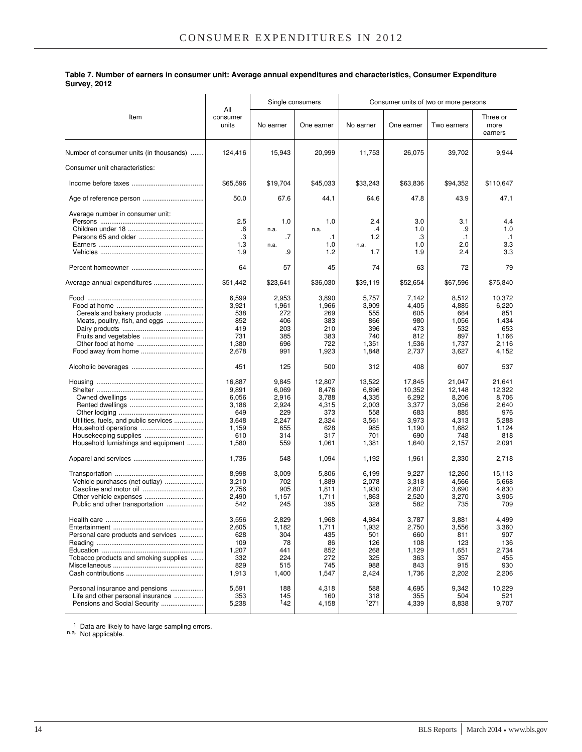**Table 7. Number of earners in consumer unit: Average annual expenditures and characteristics, Consumer Expenditure Survey, 2012**

| Item | All consumer units | Single consumers | | Consumer units of two or more persons | | | |
|---|---|---|---|---|---|---|---|
| | | No earner | One earner | No earner | One earner | Two earners | Three or more earners |
| Number of consumer units (in thousands) | 124,416 | 15,943 | 20,999 | 11,753 | 26,075 | 39,702 | 9,944 |
| Consumer unit characteristics: | | | | | | | |
| Income before taxes | $65,596 | $19,704 | $45,033 | $33,243 | $63,836 | $94,352 | $110,647 |
| Age of reference person | 50.0 | 67.6 | 44.1 | 64.6 | 47.8 | 43.9 | 47.1 |
| Average number in consumer unit: | | | | | | | |
| Persons | 2.5 | 1.0 | 1.0 | 2.4 | 3.0 | 3.1 | 4.4 |
| Children under 18 | .6 | n.a. | n.a. | .4 | 1.0 | .9 | 1.0 |
| Persons 65 and older | .3 | .7 | .1 | 1.2 | .3 | .1 | .1 |
| Earners | 1.3 | n.a. | 1.0 | n.a. | 1.0 | 2.0 | 3.3 |
| Vehicles | 1.9 | .9 | 1.2 | 1.7 | 1.9 | 2.4 | 3.3 |
| Percent homeowner | 64 | 57 | 45 | 74 | 63 | 72 | 79 |
| Average annual expenditures | $51,442 | $23,641 | $36,030 | $39,119 | $52,654 | $67,596 | $75,840 |
| Food | 6,599 | 2,953 | 3,890 | 5,757 | 7,142 | 8,512 | 10,372 |
| Food at home | 3,921 | 1,961 | 1,966 | 3,909 | 4,405 | 4,885 | 6,220 |
| Cereals and bakery products | 538 | 272 | 269 | 555 | 605 | 664 | 851 |
| Meats, poultry, fish, and eggs | 852 | 406 | 383 | 866 | 980 | 1,056 | 1,434 |
| Dairy products | 419 | 203 | 210 | 396 | 473 | 532 | 653 |
| Fruits and vegetables | 731 | 385 | 383 | 740 | 812 | 897 | 1,166 |
| Other food at home | 1,380 | 696 | 722 | 1,351 | 1,536 | 1,737 | 2,116 |
| Food away from home | 2,678 | 991 | 1,923 | 1,848 | 2,737 | 3,627 | 4,152 |
| Alcoholic beverages | 451 | 125 | 500 | 312 | 408 | 607 | 537 |
| Housing | 16,887 | 9,845 | 12,807 | 13,522 | 17,845 | 21,047 | 21,641 |
| Shelter | 9,891 | 6,069 | 8,476 | 6,896 | 10,352 | 12,148 | 12,322 |
| Owned dwellings | 6,056 | 2,916 | 3,788 | 4,335 | 6,292 | 8,206 | 8,706 |
| Rented dwellings | 3,186 | 2,924 | 4,315 | 2,003 | 3,377 | 3,056 | 2,640 |
| Other lodging | 649 | 229 | 373 | 558 | 683 | 885 | 976 |
| Utilities, fuels, and public services | 3,648 | 2,247 | 2,324 | 3,561 | 3,973 | 4,313 | 5,288 |
| Household operations | 1,159 | 655 | 628 | 985 | 1,190 | 1,682 | 1,124 |
| Housekeeping supplies | 610 | 314 | 317 | 701 | 690 | 748 | 818 |
| Household furnishings and equipment | 1,580 | 559 | 1,061 | 1,381 | 1,640 | 2,157 | 2,091 |
| Apparel and services | 1,736 | 548 | 1,094 | 1,192 | 1,961 | 2,330 | 2,718 |
| Transportation | 8,998 | 3,009 | 5,806 | 6,199 | 9,227 | 12,260 | 15,113 |
| Vehicle purchases (net outlay) | 3,210 | 702 | 1,889 | 2,078 | 3,318 | 4,566 | 5,668 |
| Gasoline and motor oil | 2,756 | 905 | 1,811 | 1,930 | 2,807 | 3,690 | 4,830 |
| Other vehicle expenses | 2,490 | 1,157 | 1,711 | 1,863 | 2,520 | 3,270 | 3,905 |
| Public and other transportation | 542 | 245 | 395 | 328 | 582 | 735 | 709 |
| Health care | 3,556 | 2,829 | 1,968 | 4,984 | 3,787 | 3,881 | 4,499 |
| Entertainment | 2,605 | 1,182 | 1,711 | 1,932 | 2,750 | 3,556 | 3,360 |
| Personal care products and services | 628 | 304 | 435 | 501 | 660 | 811 | 907 |
| Reading | 109 | 78 | 86 | 126 | 108 | 123 | 136 |
| Education | 1,207 | 441 | 852 | 268 | 1,129 | 1,651 | 2,734 |
| Tobacco products and smoking supplies | 332 | 224 | 272 | 325 | 363 | 357 | 455 |
| Miscellaneous | 829 | 515 | 745 | 988 | 843 | 915 | 930 |
| Cash contributions | 1,913 | 1,400 | 1,547 | 2,424 | 1,736 | 2,202 | 2,206 |
| Personal insurance and pensions | 5,591 | 188 | 4,318 | 588 | 4,695 | 9,342 | 10,229 |
| Life and other personal insurance | 353 | 145 | 160 | 318 | 355 | 504 | 521 |
| Pensions and Social Security | 5,238 | [1]42 | 4,158 | [1]271 | 4,339 | 8,838 | 9,707 |

[1] Data are likely to have large sampling errors.
n.a. Not applicable.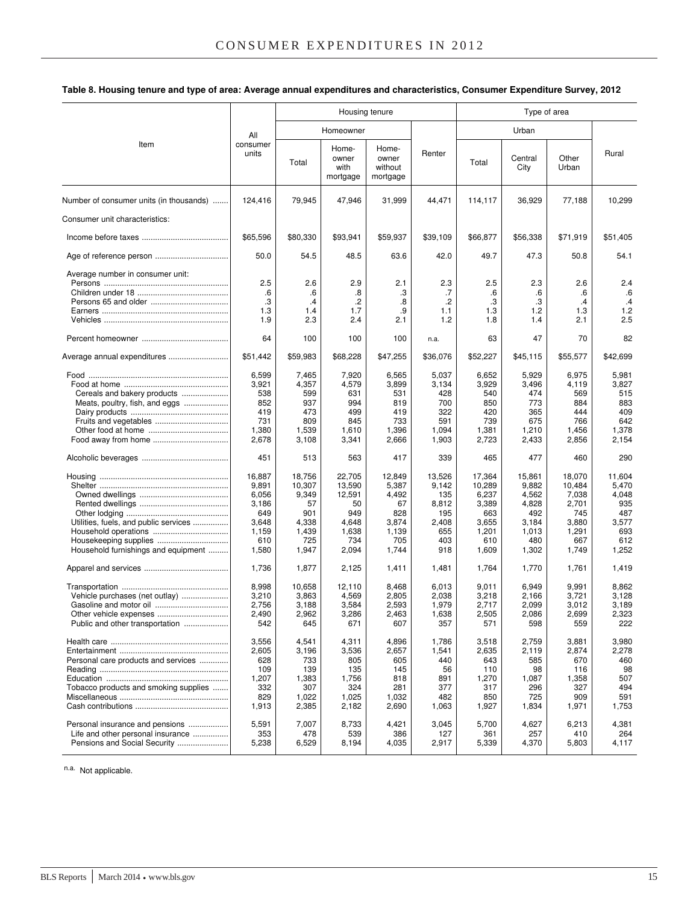**Table 8. Housing tenure and type of area: Average annual expenditures and characteristics, Consumer Expenditure Survey, 2012**

| Item | All consumer units | Housing tenure | | | | Type of area | | | |
|---|---|---|---|---|---|---|---|---|---|
| | | Homeowner | | | Renter | Urban | | | Rural |
| | | Total | Home-owner with mortgage | Home-owner without mortgage | | Total | Central City | Other Urban | |
| Number of consumer units (in thousands) | 124,416 | 79,945 | 47,946 | 31,999 | 44,471 | 114,117 | 36,929 | 77,188 | 10,299 |
| Consumer unit characteristics: | | | | | | | | | |
| Income before taxes | $65,596 | $80,330 | $93,941 | $59,937 | $39,109 | $66,877 | $56,338 | $71,919 | $51,405 |
| Age of reference person | 50.0 | 54.5 | 48.5 | 63.6 | 42.0 | 49.7 | 47.3 | 50.8 | 54.1 |
| Average number in consumer unit: | | | | | | | | | |
| Persons | 2.5 | 2.6 | 2.9 | 2.1 | 2.3 | 2.5 | 2.3 | 2.6 | 2.4 |
| Children under 18 | .6 | .6 | .8 | .3 | .7 | .6 | .6 | .6 | .6 |
| Persons 65 and older | .3 | .4 | .2 | .8 | .2 | .3 | .3 | .4 | .4 |
| Earners | 1.3 | 1.4 | 1.7 | .9 | 1.1 | 1.3 | 1.2 | 1.3 | 1.2 |
| Vehicles | 1.9 | 2.3 | 2.4 | 2.1 | 1.2 | 1.8 | 1.4 | 2.1 | 2.5 |
| Percent homeowner | 64 | 100 | 100 | 100 | n.a. | 63 | 47 | 70 | 82 |
| Average annual expenditures | $51,442 | $59,983 | $68,228 | $47,255 | $36,076 | $52,227 | $45,115 | $55,577 | $42,699 |
| Food | 6,599 | 7,465 | 7,920 | 6,565 | 5,037 | 6,652 | 5,929 | 6,975 | 5,981 |
| Food at home | 3,921 | 4,357 | 4,579 | 3,899 | 3,134 | 3,929 | 3,496 | 4,119 | 3,827 |
| Cereals and bakery products | 538 | 599 | 631 | 531 | 428 | 540 | 474 | 569 | 515 |
| Meats, poultry, fish, and eggs | 852 | 937 | 994 | 819 | 700 | 850 | 773 | 884 | 883 |
| Dairy products | 419 | 473 | 499 | 419 | 322 | 420 | 365 | 444 | 409 |
| Fruits and vegetables | 731 | 809 | 845 | 733 | 591 | 739 | 675 | 766 | 642 |
| Other food at home | 1,380 | 1,539 | 1,610 | 1,396 | 1,094 | 1,381 | 1,210 | 1,456 | 1,378 |
| Food away from home | 2,678 | 3,108 | 3,341 | 2,666 | 1,903 | 2,723 | 2,433 | 2,856 | 2,154 |
| Alcoholic beverages | 451 | 513 | 563 | 417 | 339 | 465 | 477 | 460 | 290 |
| Housing | 16,887 | 18,756 | 22,705 | 12,849 | 13,526 | 17,364 | 15,861 | 18,070 | 11,604 |
| Shelter | 9,891 | 10,307 | 13,590 | 5,387 | 9,142 | 10,289 | 9,882 | 10,484 | 5,470 |
| Owned dwellings | 6,056 | 9,349 | 12,591 | 4,492 | 135 | 6,237 | 4,562 | 7,038 | 4,048 |
| Rented dwellings | 3,186 | 57 | 50 | 67 | 8,812 | 3,389 | 4,828 | 2,701 | 935 |
| Other lodging | 649 | 901 | 949 | 828 | 195 | 663 | 492 | 745 | 487 |
| Utilities, fuels, and public services | 3,648 | 4,338 | 4,648 | 3,874 | 2,408 | 3,655 | 3,184 | 3,880 | 3,577 |
| Household operations | 1,159 | 1,439 | 1,638 | 1,139 | 655 | 1,201 | 1,013 | 1,291 | 693 |
| Housekeeping supplies | 610 | 725 | 734 | 705 | 403 | 610 | 480 | 667 | 612 |
| Household furnishings and equipment | 1,580 | 1,947 | 2,094 | 1,744 | 918 | 1,609 | 1,302 | 1,749 | 1,252 |
| Apparel and services | 1,736 | 1,877 | 2,125 | 1,411 | 1,481 | 1,764 | 1,770 | 1,761 | 1,419 |
| Transportation | 8,998 | 10,658 | 12,110 | 8,468 | 6,013 | 9,011 | 6,949 | 9,991 | 8,862 |
| Vehicle purchases (net outlay) | 3,210 | 3,863 | 4,569 | 2,805 | 2,038 | 3,218 | 2,166 | 3,721 | 3,128 |
| Gasoline and motor oil | 2,756 | 3,188 | 3,584 | 2,593 | 1,979 | 2,717 | 2,099 | 3,012 | 3,189 |
| Other vehicle expenses | 2,490 | 2,962 | 3,286 | 2,463 | 1,638 | 2,505 | 2,086 | 2,699 | 2,323 |
| Public and other transportation | 542 | 645 | 671 | 607 | 357 | 571 | 598 | 559 | 222 |
| Health care | 3,556 | 4,541 | 4,311 | 4,896 | 1,786 | 3,518 | 2,759 | 3,881 | 3,980 |
| Entertainment | 2,605 | 3,196 | 3,536 | 2,657 | 1,541 | 2,635 | 2,119 | 2,874 | 2,278 |
| Personal care products and services | 628 | 733 | 805 | 605 | 440 | 643 | 585 | 670 | 460 |
| Reading | 109 | 139 | 135 | 145 | 56 | 110 | 98 | 116 | 98 |
| Education | 1,207 | 1,383 | 1,756 | 818 | 891 | 1,270 | 1,087 | 1,358 | 507 |
| Tobacco products and smoking supplies | 332 | 307 | 324 | 281 | 377 | 317 | 296 | 327 | 494 |
| Miscellaneous | 829 | 1,022 | 1,025 | 1,032 | 482 | 850 | 725 | 909 | 591 |
| Cash contributions | 1,913 | 2,385 | 2,182 | 2,690 | 1,063 | 1,927 | 1,834 | 1,971 | 1,753 |
| Personal insurance and pensions | 5,591 | 7,007 | 8,733 | 4,421 | 3,045 | 5,700 | 4,627 | 6,213 | 4,381 |
| Life and other personal insurance | 353 | 478 | 539 | 386 | 127 | 361 | 257 | 410 | 264 |
| Pensions and Social Security | 5,238 | 6,529 | 8,194 | 4,035 | 2,917 | 5,339 | 4,370 | 5,803 | 4,117 |

n.a. Not applicable.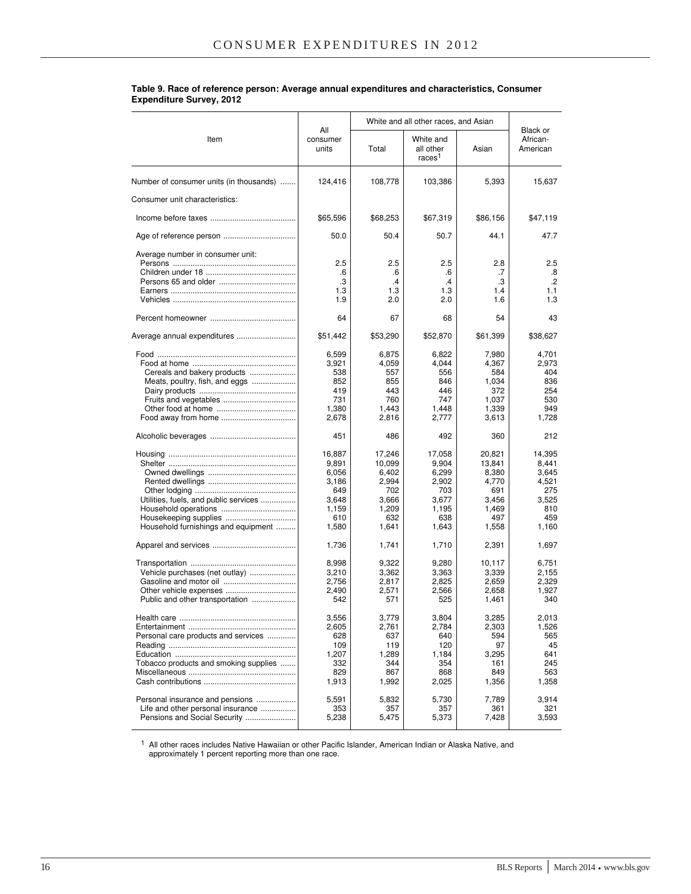**Table 9. Race of reference person: Average annual expenditures and characteristics, Consumer Expenditure Survey, 2012**

| Item | All consumer units | White and all other races, and Asian | | | Black or African-American |
|---|---|---|---|---|---|
| | | Total | White and all other races[1] | Asian | |
| Number of consumer units (in thousands) | 124,416 | 108,778 | 103,386 | 5,393 | 15,637 |
| Consumer unit characteristics: | | | | | |
| Income before taxes | $65,596 | $68,253 | $67,319 | $86,156 | $47,119 |
| Age of reference person | 50.0 | 50.4 | 50.7 | 44.1 | 47.7 |
| Average number in consumer unit: | | | | | |
| Persons | 2.5 | 2.5 | 2.5 | 2.8 | 2.5 |
| Children under 18 | .6 | .6 | .6 | .7 | .8 |
| Persons 65 and older | .3 | .4 | .4 | .3 | .2 |
| Earners | 1.3 | 1.3 | 1.3 | 1.4 | 1.1 |
| Vehicles | 1.9 | 2.0 | 2.0 | 1.6 | 1.3 |
| Percent homeowner | 64 | 67 | 68 | 54 | 43 |
| Average annual expenditures | $51,442 | $53,290 | $52,870 | $61,399 | $38,627 |
| Food | 6,599 | 6,875 | 6,822 | 7,980 | 4,701 |
| Food at home | 3,921 | 4,059 | 4,044 | 4,367 | 2,973 |
| Cereals and bakery products | 538 | 557 | 556 | 584 | 404 |
| Meats, poultry, fish, and eggs | 852 | 855 | 846 | 1,034 | 836 |
| Dairy products | 419 | 443 | 446 | 372 | 254 |
| Fruits and vegetables | 731 | 760 | 747 | 1,037 | 530 |
| Other food at home | 1,380 | 1,443 | 1,448 | 1,339 | 949 |
| Food away from home | 2,678 | 2,816 | 2,777 | 3,613 | 1,728 |
| Alcoholic beverages | 451 | 486 | 492 | 360 | 212 |
| Housing | 16,887 | 17,246 | 17,058 | 20,821 | 14,395 |
| Shelter | 9,891 | 10,099 | 9,904 | 13,841 | 8,441 |
| Owned dwellings | 6,056 | 6,402 | 6,299 | 8,380 | 3,645 |
| Rented dwellings | 3,186 | 2,994 | 2,902 | 4,770 | 4,521 |
| Other lodging | 649 | 702 | 703 | 691 | 275 |
| Utilities, fuels, and public services | 3,648 | 3,666 | 3,677 | 3,456 | 3,525 |
| Household operations | 1,159 | 1,209 | 1,195 | 1,469 | 810 |
| Housekeeping supplies | 610 | 632 | 638 | 497 | 459 |
| Household furnishings and equipment | 1,580 | 1,641 | 1,643 | 1,558 | 1,160 |
| Apparel and services | 1,736 | 1,741 | 1,710 | 2,391 | 1,697 |
| Transportation | 8,998 | 9,322 | 9,280 | 10,117 | 6,751 |
| Vehicle purchases (net outlay) | 3,210 | 3,362 | 3,363 | 3,339 | 2,155 |
| Gasoline and motor oil | 2,756 | 2,817 | 2,825 | 2,659 | 2,329 |
| Other vehicle expenses | 2,490 | 2,571 | 2,566 | 2,658 | 1,927 |
| Public and other transportation | 542 | 571 | 525 | 1,461 | 340 |
| Health care | 3,556 | 3,779 | 3,804 | 3,285 | 2,013 |
| Entertainment | 2,605 | 2,761 | 2,784 | 2,303 | 1,526 |
| Personal care products and services | 628 | 637 | 640 | 594 | 565 |
| Reading | 109 | 119 | 120 | 97 | 45 |
| Education | 1,207 | 1,289 | 1,184 | 3,295 | 641 |
| Tobacco products and smoking supplies | 332 | 344 | 354 | 161 | 245 |
| Miscellaneous | 829 | 867 | 868 | 849 | 563 |
| Cash contributions | 1,913 | 1,992 | 2,025 | 1,356 | 1,358 |
| Personal insurance and pensions | 5,591 | 5,832 | 5,730 | 7,789 | 3,914 |
| Life and other personal insurance | 353 | 357 | 357 | 361 | 321 |
| Pensions and Social Security | 5,238 | 5,475 | 5,373 | 7,428 | 3,593 |

[1] All other races includes Native Hawaiian or other Pacific Islander, American Indian or Alaska Native, and approximately 1 percent reporting more than one race.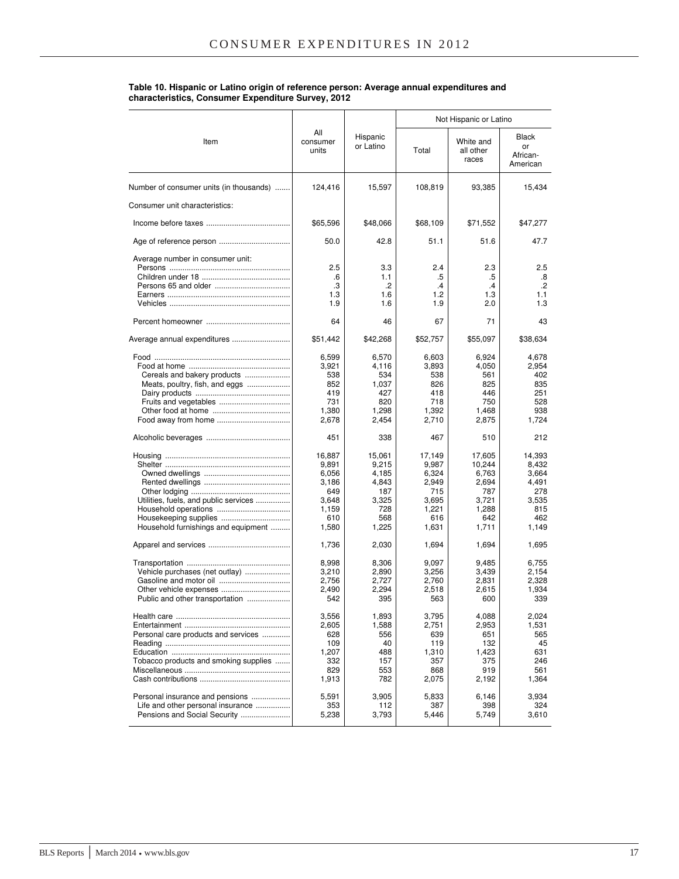**Table 10. Hispanic or Latino origin of reference person: Average annual expenditures and characteristics, Consumer Expenditure Survey, 2012**

| Item | All consumer units | Hispanic or Latino | Not Hispanic or Latino | | |
|---|---|---|---|---|---|
| | | | Total | White and all other races | Black or African-American |
| Number of consumer units (in thousands) | 124,416 | 15,597 | 108,819 | 93,385 | 15,434 |
| Consumer unit characteristics: | | | | | |
| Income before taxes | $65,596 | $48,066 | $68,109 | $71,552 | $47,277 |
| Age of reference person | 50.0 | 42.8 | 51.1 | 51.6 | 47.7 |
| Average number in consumer unit: | | | | | |
| Persons | 2.5 | 3.3 | 2.4 | 2.3 | 2.5 |
| Children under 18 | .6 | 1.1 | .5 | .5 | .8 |
| Persons 65 and older | .3 | .2 | .4 | .4 | .2 |
| Earners | 1.3 | 1.6 | 1.2 | 1.3 | 1.1 |
| Vehicles | 1.9 | 1.6 | 1.9 | 2.0 | 1.3 |
| Percent homeowner | 64 | 46 | 67 | 71 | 43 |
| Average annual expenditures | $51,442 | $42,268 | $52,757 | $55,097 | $38,634 |
| Food | 6,599 | 6,570 | 6,603 | 6,924 | 4,678 |
| Food at home | 3,921 | 4,116 | 3,893 | 4,050 | 2,954 |
| Cereals and bakery products | 538 | 534 | 538 | 561 | 402 |
| Meats, poultry, fish, and eggs | 852 | 1,037 | 826 | 825 | 835 |
| Dairy products | 419 | 427 | 418 | 446 | 251 |
| Fruits and vegetables | 731 | 820 | 718 | 750 | 528 |
| Other food at home | 1,380 | 1,298 | 1,392 | 1,468 | 938 |
| Food away from home | 2,678 | 2,454 | 2,710 | 2,875 | 1,724 |
| Alcoholic beverages | 451 | 338 | 467 | 510 | 212 |
| Housing | 16,887 | 15,061 | 17,149 | 17,605 | 14,393 |
| Shelter | 9,891 | 9,215 | 9,987 | 10,244 | 8,432 |
| Owned dwellings | 6,056 | 4,185 | 6,324 | 6,763 | 3,664 |
| Rented dwellings | 3,186 | 4,843 | 2,949 | 2,694 | 4,491 |
| Other lodging | 649 | 187 | 715 | 787 | 278 |
| Utilities, fuels, and public services | 3,648 | 3,325 | 3,695 | 3,721 | 3,535 |
| Household operations | 1,159 | 728 | 1,221 | 1,288 | 815 |
| Housekeeping supplies | 610 | 568 | 616 | 642 | 462 |
| Household furnishings and equipment | 1,580 | 1,225 | 1,631 | 1,711 | 1,149 |
| Apparel and services | 1,736 | 2,030 | 1,694 | 1,694 | 1,695 |
| Transportation | 8,998 | 8,306 | 9,097 | 9,485 | 6,755 |
| Vehicle purchases (net outlay) | 3,210 | 2,890 | 3,256 | 3,439 | 2,154 |
| Gasoline and motor oil | 2,756 | 2,727 | 2,760 | 2,831 | 2,328 |
| Other vehicle expenses | 2,490 | 2,294 | 2,518 | 2,615 | 1,934 |
| Public and other transportation | 542 | 395 | 563 | 600 | 339 |
| Health care | 3,556 | 1,893 | 3,795 | 4,088 | 2,024 |
| Entertainment | 2,605 | 1,588 | 2,751 | 2,953 | 1,531 |
| Personal care products and services | 628 | 556 | 639 | 651 | 565 |
| Reading | 109 | 40 | 119 | 132 | 45 |
| Education | 1,207 | 488 | 1,310 | 1,423 | 631 |
| Tobacco products and smoking supplies | 332 | 157 | 357 | 375 | 246 |
| Miscellaneous | 829 | 553 | 868 | 919 | 561 |
| Cash contributions | 1,913 | 782 | 2,075 | 2,192 | 1,364 |
| Personal insurance and pensions | 5,591 | 3,905 | 5,833 | 6,146 | 3,934 |
| Life and other personal insurance | 353 | 112 | 387 | 398 | 324 |
| Pensions and Social Security | 5,238 | 3,793 | 5,446 | 5,749 | 3,610 |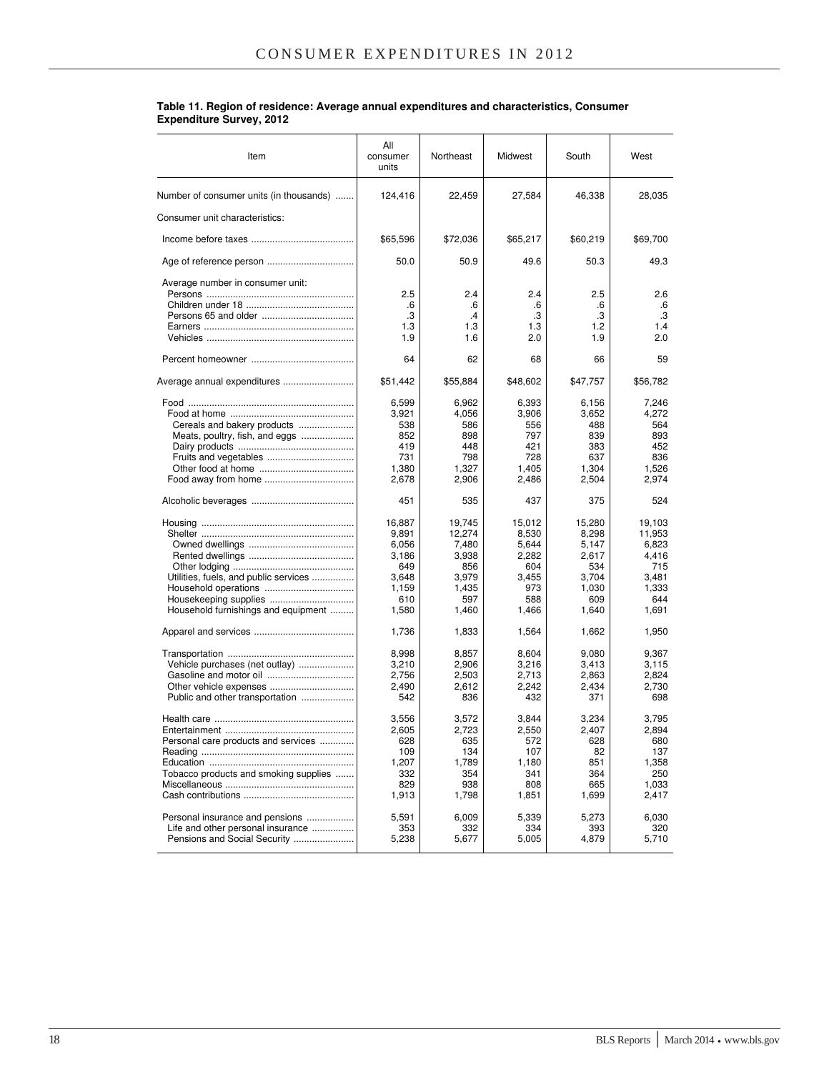**Table 11. Region of residence: Average annual expenditures and characteristics, Consumer Expenditure Survey, 2012**

| Item | All consumer units | Northeast | Midwest | South | West |
|---|---|---|---|---|---|
| Number of consumer units (in thousands) | 124,416 | 22,459 | 27,584 | 46,338 | 28,035 |
| Consumer unit characteristics: | | | | | |
| Income before taxes | $65,596 | $72,036 | $65,217 | $60,219 | $69,700 |
| Age of reference person | 50.0 | 50.9 | 49.6 | 50.3 | 49.3 |
| Average number in consumer unit: | | | | | |
| Persons | 2.5 | 2.4 | 2.4 | 2.5 | 2.6 |
| Children under 18 | .6 | .6 | .6 | .6 | .6 |
| Persons 65 and older | .3 | .4 | .3 | .3 | .3 |
| Earners | 1.3 | 1.3 | 1.3 | 1.2 | 1.4 |
| Vehicles | 1.9 | 1.6 | 2.0 | 1.9 | 2.0 |
| Percent homeowner | 64 | 62 | 68 | 66 | 59 |
| Average annual expenditures | $51,442 | $55,884 | $48,602 | $47,757 | $56,782 |
| Food | 6,599 | 6,962 | 6,393 | 6,156 | 7,246 |
| Food at home | 3,921 | 4,056 | 3,906 | 3,652 | 4,272 |
| Cereals and bakery products | 538 | 586 | 556 | 488 | 564 |
| Meats, poultry, fish, and eggs | 852 | 898 | 797 | 839 | 893 |
| Dairy products | 419 | 448 | 421 | 383 | 452 |
| Fruits and vegetables | 731 | 798 | 728 | 637 | 836 |
| Other food at home | 1,380 | 1,327 | 1,405 | 1,304 | 1,526 |
| Food away from home | 2,678 | 2,906 | 2,486 | 2,504 | 2,974 |
| Alcoholic beverages | 451 | 535 | 437 | 375 | 524 |
| Housing | 16,887 | 19,745 | 15,012 | 15,280 | 19,103 |
| Shelter | 9,891 | 12,274 | 8,530 | 8,298 | 11,953 |
| Owned dwellings | 6,056 | 7,480 | 5,644 | 5,147 | 6,823 |
| Rented dwellings | 3,186 | 3,938 | 2,282 | 2,617 | 4,416 |
| Other lodging | 649 | 856 | 604 | 534 | 715 |
| Utilities, fuels, and public services | 3,648 | 3,979 | 3,455 | 3,704 | 3,481 |
| Household operations | 1,159 | 1,435 | 973 | 1,030 | 1,333 |
| Housekeeping supplies | 610 | 597 | 588 | 609 | 644 |
| Household furnishings and equipment | 1,580 | 1,460 | 1,466 | 1,640 | 1,691 |
| Apparel and services | 1,736 | 1,833 | 1,564 | 1,662 | 1,950 |
| Transportation | 8,998 | 8,857 | 8,604 | 9,080 | 9,367 |
| Vehicle purchases (net outlay) | 3,210 | 2,906 | 3,216 | 3,413 | 3,115 |
| Gasoline and motor oil | 2,756 | 2,503 | 2,713 | 2,863 | 2,824 |
| Other vehicle expenses | 2,490 | 2,612 | 2,242 | 2,434 | 2,730 |
| Public and other transportation | 542 | 836 | 432 | 371 | 698 |
| Health care | 3,556 | 3,572 | 3,844 | 3,234 | 3,795 |
| Entertainment | 2,605 | 2,723 | 2,550 | 2,407 | 2,894 |
| Personal care products and services | 628 | 635 | 572 | 628 | 680 |
| Reading | 109 | 134 | 107 | 82 | 137 |
| Education | 1,207 | 1,789 | 1,180 | 851 | 1,358 |
| Tobacco products and smoking supplies | 332 | 354 | 341 | 364 | 250 |
| Miscellaneous | 829 | 938 | 808 | 665 | 1,033 |
| Cash contributions | 1,913 | 1,798 | 1,851 | 1,699 | 2,417 |
| Personal insurance and pensions | 5,591 | 6,009 | 5,339 | 5,273 | 6,030 |
| Life and other personal insurance | 353 | 332 | 334 | 393 | 320 |
| Pensions and Social Security | 5,238 | 5,677 | 5,005 | 4,879 | 5,710 |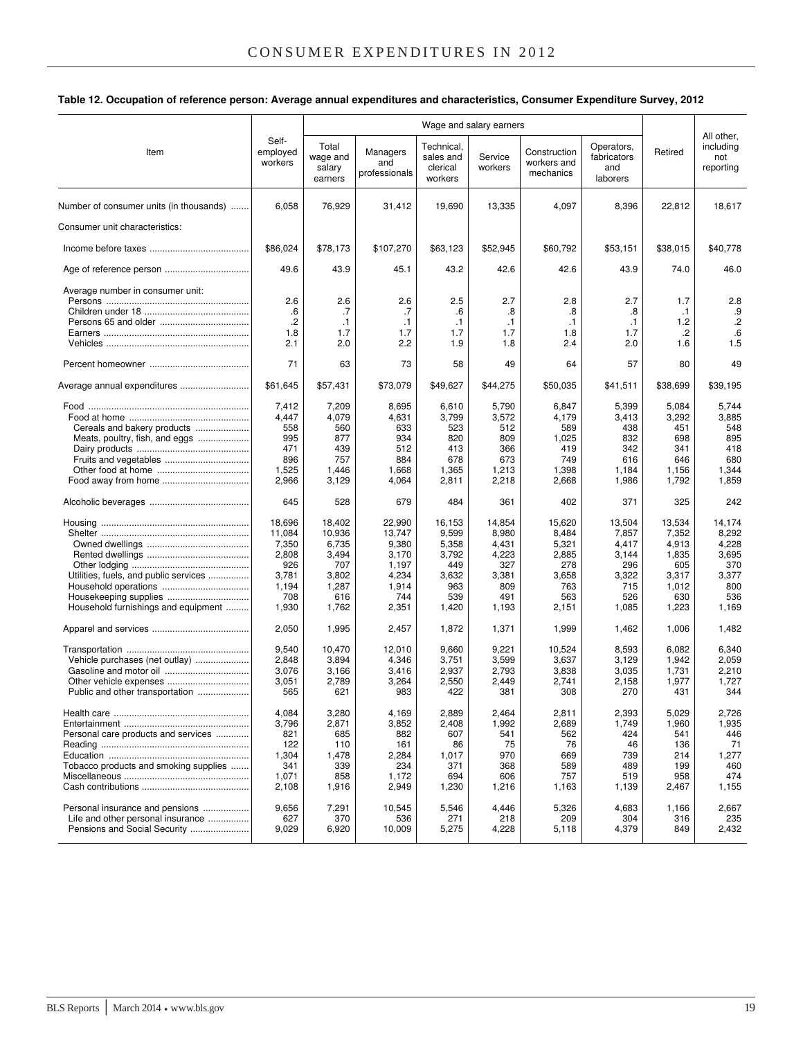**Table 12. Occupation of reference person: Average annual expenditures and characteristics, Consumer Expenditure Survey, 2012**

| Item | Self-employed workers | Wage and salary earners | | | | | | Retired | All other, including not reporting |
|---|---|---|---|---|---|---|---|---|---|
| | | Total wage and salary earners | Managers and professionals | Technical, sales and clerical workers | Service workers | Construction workers and mechanics | Operators, fabricators and laborers | | |
| Number of consumer units (in thousands) | 6,058 | 76,929 | 31,412 | 19,690 | 13,335 | 4,097 | 8,396 | 22,812 | 18,617 |
| Consumer unit characteristics: | | | | | | | | | |
| Income before taxes | $86,024 | $78,173 | $107,270 | $63,123 | $52,945 | $60,792 | $53,151 | $38,015 | $40,778 |
| Age of reference person | 49.6 | 43.9 | 45.1 | 43.2 | 42.6 | 42.6 | 43.9 | 74.0 | 46.0 |
| Average number in consumer unit: | | | | | | | | | |
| Persons | 2.6 | 2.6 | 2.6 | 2.5 | 2.7 | 2.8 | 2.7 | 1.7 | 2.8 |
| Children under 18 | .6 | .7 | .7 | .6 | .8 | .8 | .8 | .1 | .9 |
| Persons 65 and older | .2 | .1 | .1 | .1 | .1 | .1 | .1 | 1.2 | .2 |
| Earners | 1.8 | 1.7 | 1.7 | 1.7 | 1.7 | 1.8 | 1.7 | .2 | .6 |
| Vehicles | 2.1 | 2.0 | 2.2 | 1.9 | 1.8 | 2.4 | 2.0 | 1.6 | 1.5 |
| Percent homeowner | 71 | 63 | 73 | 58 | 49 | 64 | 57 | 80 | 49 |
| Average annual expenditures | $61,645 | $57,431 | $73,079 | $49,627 | $44,275 | $50,035 | $41,511 | $38,699 | $39,195 |
| Food | 7,412 | 7,209 | 8,695 | 6,610 | 5,790 | 6,847 | 5,399 | 5,084 | 5,744 |
| Food at home | 4,447 | 4,079 | 4,631 | 3,799 | 3,572 | 4,179 | 3,413 | 3,292 | 3,885 |
| Cereals and bakery products | 558 | 560 | 633 | 523 | 512 | 589 | 438 | 451 | 548 |
| Meats, poultry, fish, and eggs | 995 | 877 | 934 | 820 | 809 | 1,025 | 832 | 698 | 895 |
| Dairy products | 471 | 439 | 512 | 413 | 366 | 419 | 342 | 341 | 418 |
| Fruits and vegetables | 896 | 757 | 884 | 678 | 673 | 749 | 616 | 646 | 680 |
| Other food at home | 1,525 | 1,446 | 1,668 | 1,365 | 1,213 | 1,398 | 1,184 | 1,156 | 1,344 |
| Food away from home | 2,966 | 3,129 | 4,064 | 2,811 | 2,218 | 2,668 | 1,986 | 1,792 | 1,859 |
| Alcoholic beverages | 645 | 528 | 679 | 484 | 361 | 402 | 371 | 325 | 242 |
| Housing | 18,696 | 18,402 | 22,990 | 16,153 | 14,854 | 15,620 | 13,504 | 13,534 | 14,174 |
| Shelter | 11,084 | 10,936 | 13,747 | 9,599 | 8,980 | 8,484 | 7,857 | 7,352 | 8,292 |
| Owned dwellings | 7,350 | 6,735 | 9,380 | 5,358 | 4,431 | 5,321 | 4,417 | 4,913 | 4,228 |
| Rented dwellings | 2,808 | 3,494 | 3,170 | 3,792 | 4,223 | 2,885 | 3,144 | 1,835 | 3,695 |
| Other lodging | 926 | 707 | 1,197 | 449 | 327 | 278 | 296 | 605 | 370 |
| Utilities, fuels, and public services | 3,781 | 3,802 | 4,234 | 3,632 | 3,381 | 3,658 | 3,322 | 3,317 | 3,377 |
| Household operations | 1,194 | 1,287 | 1,914 | 963 | 809 | 763 | 715 | 1,012 | 800 |
| Housekeeping supplies | 708 | 616 | 744 | 539 | 491 | 563 | 526 | 630 | 536 |
| Household furnishings and equipment | 1,930 | 1,762 | 2,351 | 1,420 | 1,193 | 2,151 | 1,085 | 1,223 | 1,169 |
| Apparel and services | 2,050 | 1,995 | 2,457 | 1,872 | 1,371 | 1,999 | 1,462 | 1,006 | 1,482 |
| Transportation | 9,540 | 10,470 | 12,010 | 9,660 | 9,221 | 10,524 | 8,593 | 6,082 | 6,340 |
| Vehicle purchases (net outlay) | 2,848 | 3,894 | 4,346 | 3,751 | 3,599 | 3,637 | 3,129 | 1,942 | 2,059 |
| Gasoline and motor oil | 3,076 | 3,166 | 3,416 | 2,937 | 2,793 | 3,838 | 3,035 | 1,731 | 2,210 |
| Other vehicle expenses | 3,051 | 2,789 | 3,264 | 2,550 | 2,449 | 2,741 | 2,158 | 1,977 | 1,727 |
| Public and other transportation | 565 | 621 | 983 | 422 | 381 | 308 | 270 | 431 | 344 |
| Health care | 4,084 | 3,280 | 4,169 | 2,889 | 2,464 | 2,811 | 2,393 | 5,029 | 2,726 |
| Entertainment | 3,796 | 2,871 | 3,852 | 2,408 | 1,992 | 2,689 | 1,749 | 1,960 | 1,935 |
| Personal care products and services | 821 | 685 | 882 | 607 | 541 | 562 | 424 | 541 | 446 |
| Reading | 122 | 110 | 161 | 86 | 75 | 76 | 46 | 136 | 71 |
| Education | 1,304 | 1,478 | 2,284 | 1,017 | 970 | 669 | 739 | 214 | 1,277 |
| Tobacco products and smoking supplies | 341 | 339 | 234 | 371 | 368 | 589 | 489 | 199 | 460 |
| Miscellaneous | 1,071 | 858 | 1,172 | 694 | 606 | 757 | 519 | 958 | 474 |
| Cash contributions | 2,108 | 1,916 | 2,949 | 1,230 | 1,216 | 1,163 | 1,139 | 2,467 | 1,155 |
| Personal insurance and pensions | 9,656 | 7,291 | 10,545 | 5,546 | 4,446 | 5,326 | 4,683 | 1,166 | 2,667 |
| Life and other personal insurance | 627 | 370 | 536 | 271 | 218 | 209 | 304 | 316 | 235 |
| Pensions and Social Security | 9,029 | 6,920 | 10,009 | 5,275 | 4,228 | 5,118 | 4,379 | 849 | 2,432 |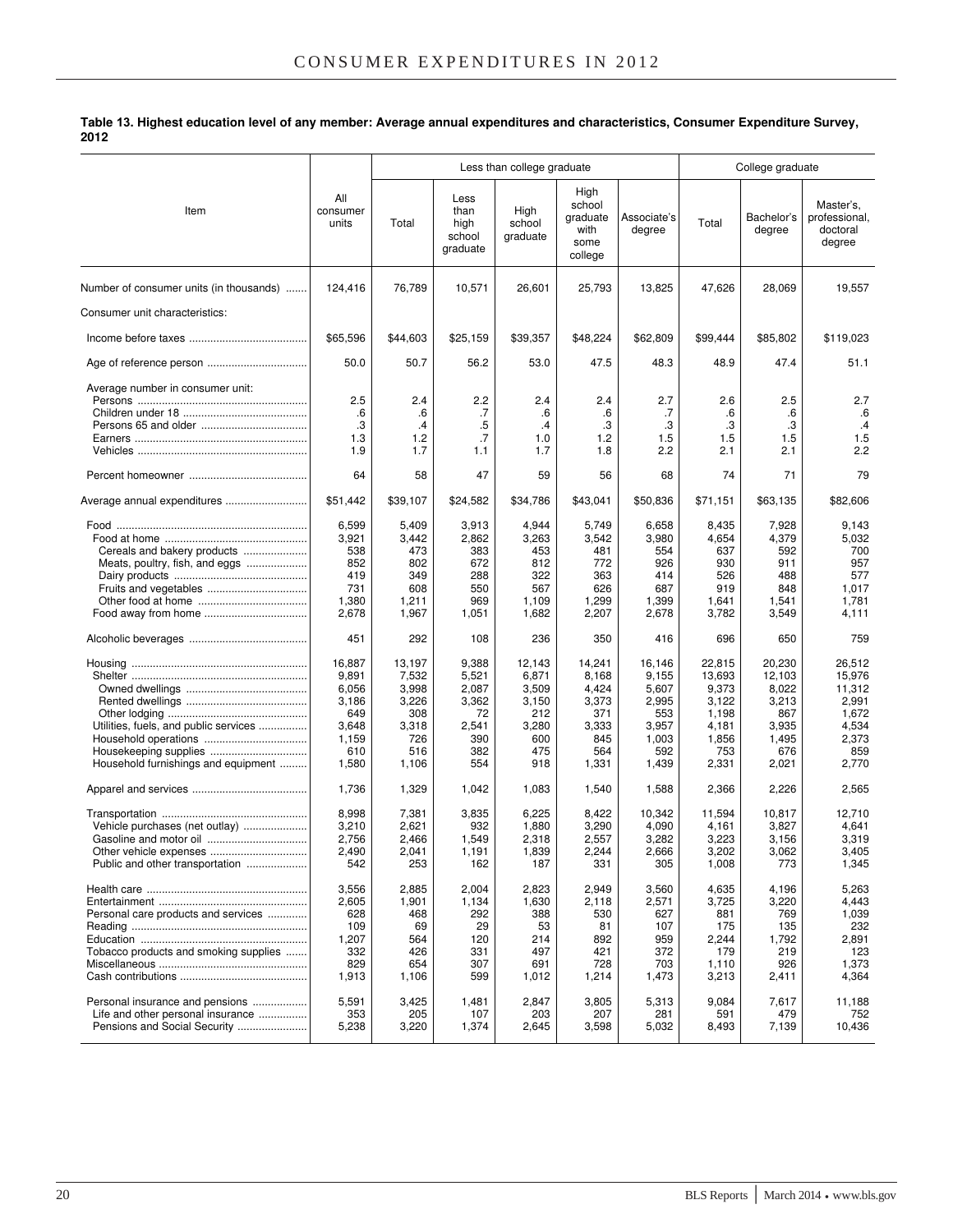**Table 13. Highest education level of any member: Average annual expenditures and characteristics, Consumer Expenditure Survey, 2012**

| Item | All consumer units | Less than college graduate | | | | | College graduate | | |
|---|---|---|---|---|---|---|---|---|---|
| | | Total | Less than high school graduate | High school graduate | High school graduate with some college | Associate's degree | Total | Bachelor's degree | Master's, professional, doctoral degree |
| Number of consumer units (in thousands) | 124,416 | 76,789 | 10,571 | 26,601 | 25,793 | 13,825 | 47,626 | 28,069 | 19,557 |
| Consumer unit characteristics: | | | | | | | | | |
| Income before taxes | $65,596 | $44,603 | $25,159 | $39,357 | $48,224 | $62,809 | $99,444 | $85,802 | $119,023 |
| Age of reference person | 50.0 | 50.7 | 56.2 | 53.0 | 47.5 | 48.3 | 48.9 | 47.4 | 51.1 |
| Average number in consumer unit: | | | | | | | | | |
| Persons | 2.5 | 2.4 | 2.2 | 2.4 | 2.4 | 2.7 | 2.6 | 2.5 | 2.7 |
| Children under 18 | .6 | .6 | .7 | .6 | .6 | .7 | .6 | .6 | .6 |
| Persons 65 and older | .3 | .4 | .5 | .4 | .3 | .3 | .3 | .3 | .4 |
| Earners | 1.3 | 1.2 | .7 | 1.0 | 1.2 | 1.5 | 1.5 | 1.5 | 1.5 |
| Vehicles | 1.9 | 1.7 | 1.1 | 1.7 | 1.8 | 2.2 | 2.1 | 2.1 | 2.2 |
| Percent homeowner | 64 | 58 | 47 | 59 | 56 | 68 | 74 | 71 | 79 |
| Average annual expenditures | $51,442 | $39,107 | $24,582 | $34,786 | $43,041 | $50,836 | $71,151 | $63,135 | $82,606 |
| Food | 6,599 | 5,409 | 3,913 | 4,944 | 5,749 | 6,658 | 8,435 | 7,928 | 9,143 |
| Food at home | 3,921 | 3,442 | 2,862 | 3,263 | 3,542 | 3,980 | 4,654 | 4,379 | 5,032 |
| Cereals and bakery products | 538 | 473 | 383 | 453 | 481 | 554 | 637 | 592 | 700 |
| Meats, poultry, fish, and eggs | 852 | 802 | 672 | 812 | 772 | 926 | 930 | 911 | 957 |
| Dairy products | 419 | 349 | 288 | 322 | 363 | 414 | 526 | 488 | 577 |
| Fruits and vegetables | 731 | 608 | 550 | 567 | 626 | 687 | 919 | 848 | 1,017 |
| Other food at home | 1,380 | 1,211 | 969 | 1,109 | 1,299 | 1,399 | 1,641 | 1,541 | 1,781 |
| Food away from home | 2,678 | 1,967 | 1,051 | 1,682 | 2,207 | 2,678 | 3,782 | 3,549 | 4,111 |
| Alcoholic beverages | 451 | 292 | 108 | 236 | 350 | 416 | 696 | 650 | 759 |
| Housing | 16,887 | 13,197 | 9,388 | 12,143 | 14,241 | 16,146 | 22,815 | 20,230 | 26,512 |
| Shelter | 9,891 | 7,532 | 5,521 | 6,871 | 8,168 | 9,155 | 13,693 | 12,103 | 15,976 |
| Owned dwellings | 6,056 | 3,998 | 2,087 | 3,509 | 4,424 | 5,607 | 9,373 | 8,022 | 11,312 |
| Rented dwellings | 3,186 | 3,226 | 3,362 | 3,150 | 3,373 | 2,995 | 3,122 | 3,213 | 2,991 |
| Other lodging | 649 | 308 | 72 | 212 | 371 | 553 | 1,198 | 867 | 1,672 |
| Utilities, fuels, and public services | 3,648 | 3,318 | 2,541 | 3,280 | 3,333 | 3,957 | 4,181 | 3,935 | 4,534 |
| Household operations | 1,159 | 726 | 390 | 600 | 845 | 1,003 | 1,856 | 1,495 | 2,373 |
| Housekeeping supplies | 610 | 516 | 382 | 475 | 564 | 592 | 753 | 676 | 859 |
| Household furnishings and equipment | 1,580 | 1,106 | 554 | 918 | 1,331 | 1,439 | 2,331 | 2,021 | 2,770 |
| Apparel and services | 1,736 | 1,329 | 1,042 | 1,083 | 1,540 | 1,588 | 2,366 | 2,226 | 2,565 |
| Transportation | 8,998 | 7,381 | 3,835 | 6,225 | 8,422 | 10,342 | 11,594 | 10,817 | 12,710 |
| Vehicle purchases (net outlay) | 3,210 | 2,621 | 932 | 1,880 | 3,290 | 4,090 | 4,161 | 3,827 | 4,641 |
| Gasoline and motor oil | 2,756 | 2,466 | 1,549 | 2,318 | 2,557 | 3,282 | 3,223 | 3,156 | 3,319 |
| Other vehicle expenses | 2,490 | 2,041 | 1,191 | 1,839 | 2,244 | 2,666 | 3,202 | 3,062 | 3,405 |
| Public and other transportation | 542 | 253 | 162 | 187 | 331 | 305 | 1,008 | 773 | 1,345 |
| Health care | 3,556 | 2,885 | 2,004 | 2,823 | 2,949 | 3,560 | 4,635 | 4,196 | 5,263 |
| Entertainment | 2,605 | 1,901 | 1,134 | 1,630 | 2,118 | 2,571 | 3,725 | 3,220 | 4,443 |
| Personal care products and services | 628 | 468 | 292 | 388 | 530 | 627 | 881 | 769 | 1,039 |
| Reading | 109 | 69 | 29 | 53 | 81 | 107 | 175 | 135 | 232 |
| Education | 1,207 | 564 | 120 | 214 | 892 | 959 | 2,244 | 1,792 | 2,891 |
| Tobacco products and smoking supplies | 332 | 426 | 331 | 497 | 421 | 372 | 179 | 219 | 123 |
| Miscellaneous | 829 | 654 | 307 | 691 | 728 | 703 | 1,110 | 926 | 1,373 |
| Cash contributions | 1,913 | 1,106 | 599 | 1,012 | 1,214 | 1,473 | 3,213 | 2,411 | 4,364 |
| Personal insurance and pensions | 5,591 | 3,425 | 1,481 | 2,847 | 3,805 | 5,313 | 9,084 | 7,617 | 11,188 |
| Life and other personal insurance | 353 | 205 | 107 | 203 | 207 | 281 | 591 | 479 | 752 |
| Pensions and Social Security | 5,238 | 3,220 | 1,374 | 2,645 | 3,598 | 5,032 | 8,493 | 7,139 | 10,436 |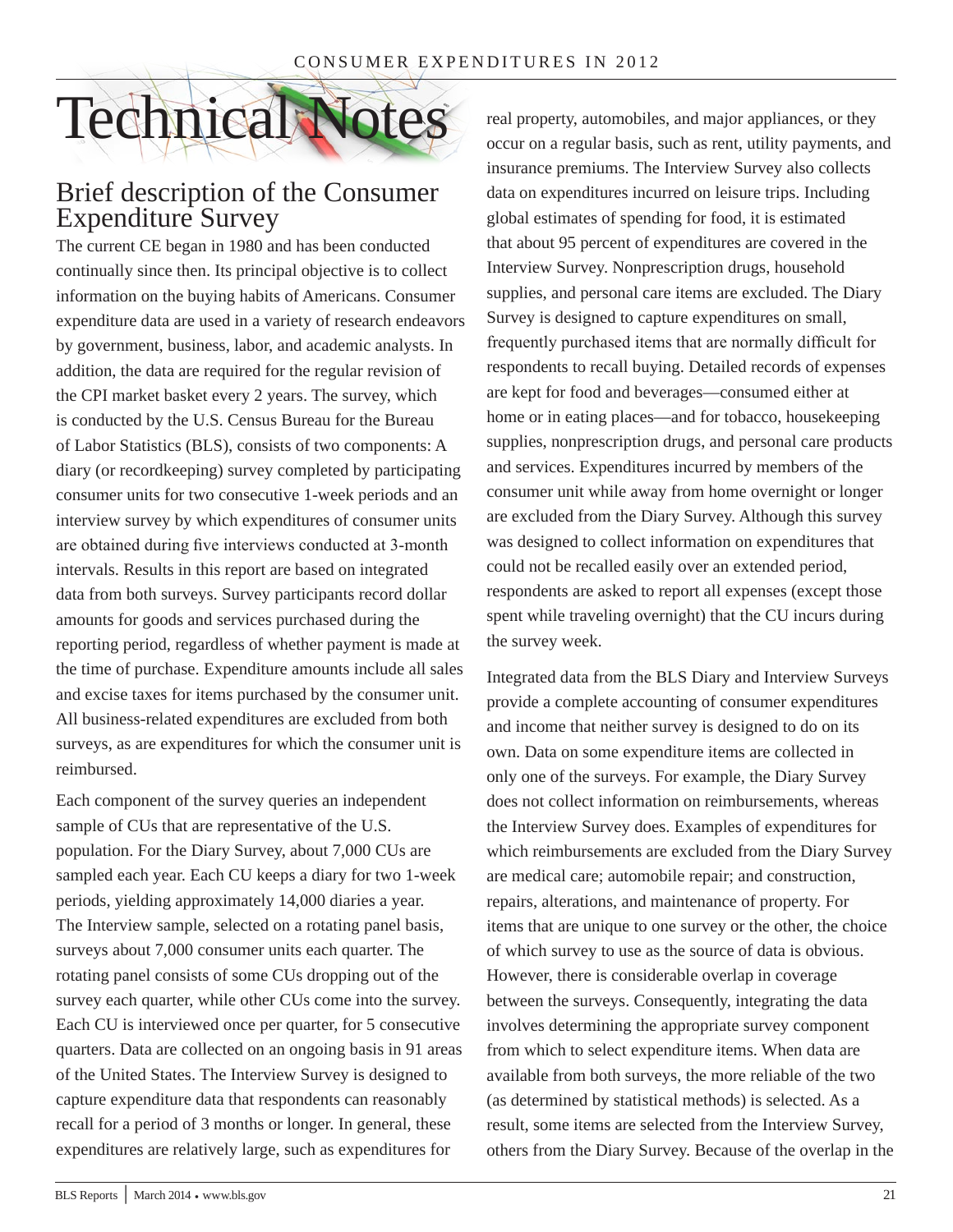# Technical Notes

## Brief description of the Consumer Expenditure Survey

The current CE began in 1980 and has been conducted continually since then. Its principal objective is to collect information on the buying habits of Americans. Consumer expenditure data are used in a variety of research endeavors by government, business, labor, and academic analysts. In addition, the data are required for the regular revision of the CPI market basket every 2 years. The survey, which is conducted by the U.S. Census Bureau for the Bureau of Labor Statistics (BLS), consists of two components: A diary (or recordkeeping) survey completed by participating consumer units for two consecutive 1-week periods and an interview survey by which expenditures of consumer units are obtained during five interviews conducted at 3-month intervals. Results in this report are based on integrated data from both surveys. Survey participants record dollar amounts for goods and services purchased during the reporting period, regardless of whether payment is made at the time of purchase. Expenditure amounts include all sales and excise taxes for items purchased by the consumer unit. All business-related expenditures are excluded from both surveys, as are expenditures for which the consumer unit is reimbursed.

Each component of the survey queries an independent sample of CUs that are representative of the U.S. population. For the Diary Survey, about 7,000 CUs are sampled each year. Each CU keeps a diary for two 1-week periods, yielding approximately 14,000 diaries a year. The Interview sample, selected on a rotating panel basis, surveys about 7,000 consumer units each quarter. The rotating panel consists of some CUs dropping out of the survey each quarter, while other CUs come into the survey. Each CU is interviewed once per quarter, for 5 consecutive quarters. Data are collected on an ongoing basis in 91 areas of the United States. The Interview Survey is designed to capture expenditure data that respondents can reasonably recall for a period of 3 months or longer. In general, these expenditures are relatively large, such as expenditures for real property, automobiles, and major appliances, or they occur on a regular basis, such as rent, utility payments, and insurance premiums. The Interview Survey also collects data on expenditures incurred on leisure trips. Including global estimates of spending for food, it is estimated that about 95 percent of expenditures are covered in the Interview Survey. Nonprescription drugs, household supplies, and personal care items are excluded. The Diary Survey is designed to capture expenditures on small, frequently purchased items that are normally difficult for respondents to recall buying. Detailed records of expenses are kept for food and beverages—consumed either at home or in eating places—and for tobacco, housekeeping supplies, nonprescription drugs, and personal care products and services. Expenditures incurred by members of the consumer unit while away from home overnight or longer are excluded from the Diary Survey. Although this survey was designed to collect information on expenditures that could not be recalled easily over an extended period, respondents are asked to report all expenses (except those spent while traveling overnight) that the CU incurs during the survey week.

Integrated data from the BLS Diary and Interview Surveys provide a complete accounting of consumer expenditures and income that neither survey is designed to do on its own. Data on some expenditure items are collected in only one of the surveys. For example, the Diary Survey does not collect information on reimbursements, whereas the Interview Survey does. Examples of expenditures for which reimbursements are excluded from the Diary Survey are medical care; automobile repair; and construction, repairs, alterations, and maintenance of property. For items that are unique to one survey or the other, the choice of which survey to use as the source of data is obvious. However, there is considerable overlap in coverage between the surveys. Consequently, integrating the data involves determining the appropriate survey component from which to select expenditure items. When data are available from both surveys, the more reliable of the two (as determined by statistical methods) is selected. As a result, some items are selected from the Interview Survey, others from the Diary Survey. Because of the overlap in the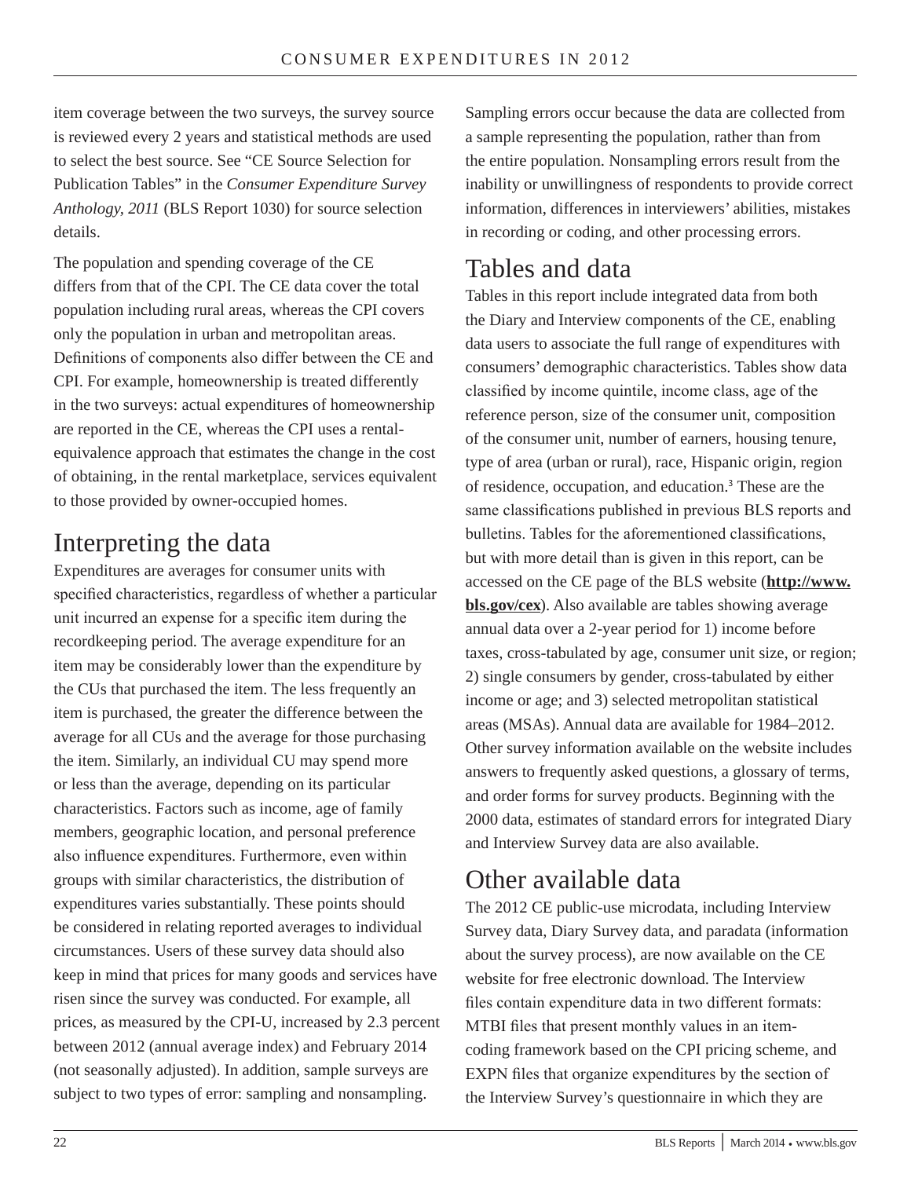item coverage between the two surveys, the survey source is reviewed every 2 years and statistical methods are used to select the best source. See "CE Source Selection for Publication Tables" in the *Consumer Expenditure Survey Anthology, 2011* (BLS Report 1030) for source selection details.

The population and spending coverage of the CE differs from that of the CPI. The CE data cover the total population including rural areas, whereas the CPI covers only the population in urban and metropolitan areas. Definitions of components also differ between the CE and CPI. For example, homeownership is treated differently in the two surveys: actual expenditures of homeownership are reported in the CE, whereas the CPI uses a rental-equivalence approach that estimates the change in the cost of obtaining, in the rental marketplace, services equivalent to those provided by owner-occupied homes.

# Interpreting the data

Expenditures are averages for consumer units with specified characteristics, regardless of whether a particular unit incurred an expense for a specific item during the recordkeeping period. The average expenditure for an item may be considerably lower than the expenditure by the CUs that purchased the item. The less frequently an item is purchased, the greater the difference between the average for all CUs and the average for those purchasing the item. Similarly, an individual CU may spend more or less than the average, depending on its particular characteristics. Factors such as income, age of family members, geographic location, and personal preference also influence expenditures. Furthermore, even within groups with similar characteristics, the distribution of expenditures varies substantially. These points should be considered in relating reported averages to individual circumstances. Users of these survey data should also keep in mind that prices for many goods and services have risen since the survey was conducted. For example, all prices, as measured by the CPI-U, increased by 2.3 percent between 2012 (annual average index) and February 2014 (not seasonally adjusted). In addition, sample surveys are subject to two types of error: sampling and nonsampling. Sampling errors occur because the data are collected from a sample representing the population, rather than from the entire population. Nonsampling errors result from the inability or unwillingness of respondents to provide correct information, differences in interviewers' abilities, mistakes in recording or coding, and other processing errors.

# Tables and data

Tables in this report include integrated data from both the Diary and Interview components of the CE, enabling data users to associate the full range of expenditures with consumers' demographic characteristics. Tables show data classified by income quintile, income class, age of the reference person, size of the consumer unit, composition of the consumer unit, number of earners, housing tenure, type of area (urban or rural), race, Hispanic origin, region of residence, occupation, and education.[3] These are the same classifications published in previous BLS reports and bulletins. Tables for the aforementioned classifications, but with more detail than is given in this report, can be accessed on the CE page of the BLS website (**http://www.bls.gov/cex**). Also available are tables showing average annual data over a 2-year period for 1) income before taxes, cross-tabulated by age, consumer unit size, or region; 2) single consumers by gender, cross-tabulated by either income or age; and 3) selected metropolitan statistical areas (MSAs). Annual data are available for 1984–2012. Other survey information available on the website includes answers to frequently asked questions, a glossary of terms, and order forms for survey products. Beginning with the 2000 data, estimates of standard errors for integrated Diary and Interview Survey data are also available.

# Other available data

The 2012 CE public-use microdata, including Interview Survey data, Diary Survey data, and paradata (information about the survey process), are now available on the CE website for free electronic download. The Interview files contain expenditure data in two different formats: MTBI files that present monthly values in an item-coding framework based on the CPI pricing scheme, and EXPN files that organize expenditures by the section of the Interview Survey's questionnaire in which they are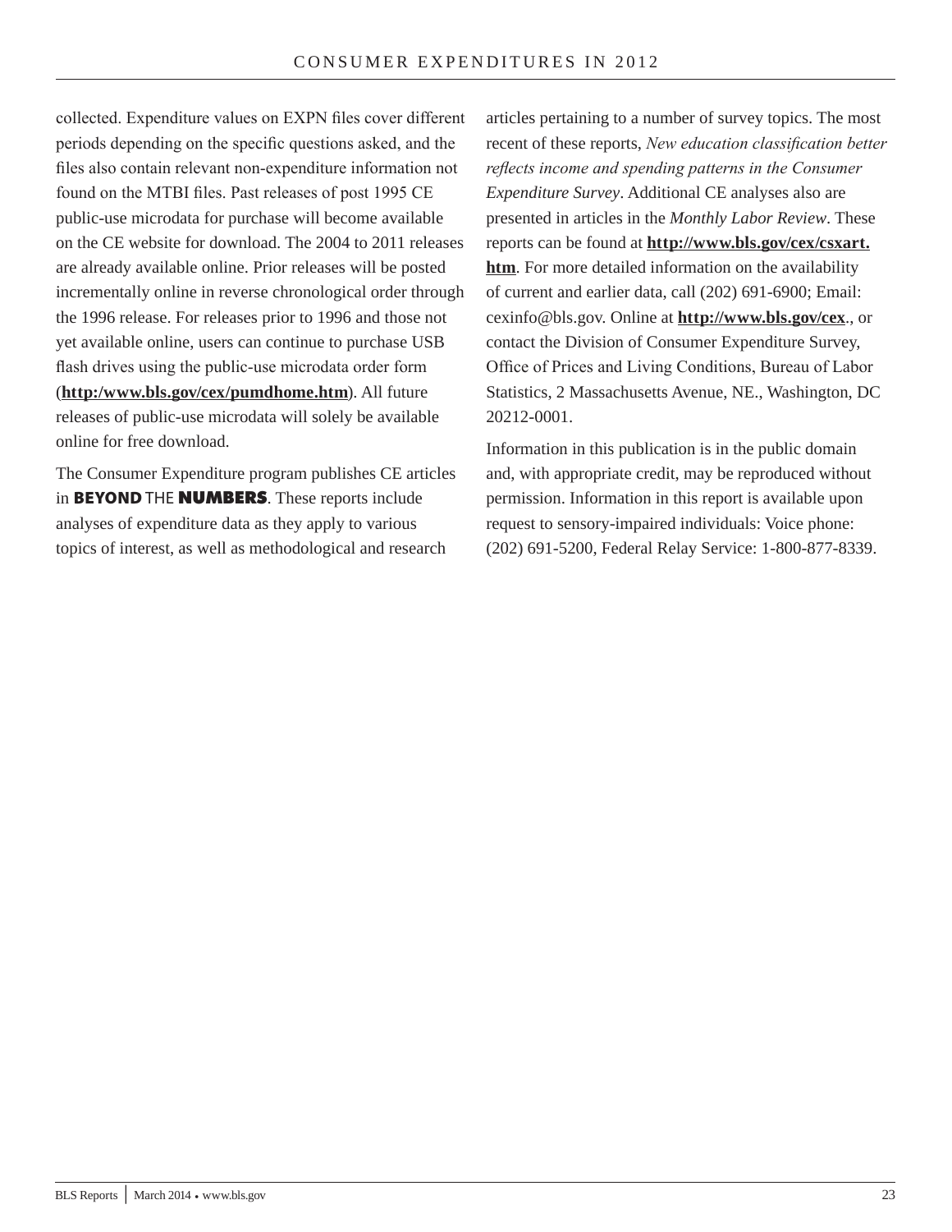collected. Expenditure values on EXPN files cover different periods depending on the specific questions asked, and the files also contain relevant non-expenditure information not found on the MTBI files. Past releases of post 1995 CE public-use microdata for purchase will become available on the CE website for download. The 2004 to 2011 releases are already available online. Prior releases will be posted incrementally online in reverse chronological order through the 1996 release. For releases prior to 1996 and those not yet available online, users can continue to purchase USB flash drives using the public-use microdata order form (**http:/www.bls.gov/cex/pumdhome.htm**). All future releases of public-use microdata will solely be available online for free download.

The Consumer Expenditure program publishes CE articles in **BEYOND** THE **NUMBERS**. These reports include analyses of expenditure data as they apply to various topics of interest, as well as methodological and research articles pertaining to a number of survey topics. The most recent of these reports, *New education classification better reflects income and spending patterns in the Consumer Expenditure Survey*. Additional CE analyses also are presented in articles in the *Monthly Labor Review*. These reports can be found at **http://www.bls.gov/cex/csxart.htm**. For more detailed information on the availability of current and earlier data, call (202) 691-6900; Email: cexinfo@bls.gov. Online at **http://www.bls.gov/cex**., or contact the Division of Consumer Expenditure Survey, Office of Prices and Living Conditions, Bureau of Labor Statistics, 2 Massachusetts Avenue, NE., Washington, DC 20212-0001.

Information in this publication is in the public domain and, with appropriate credit, may be reproduced without permission. Information in this report is available upon request to sensory-impaired individuals: Voice phone: (202) 691-5200, Federal Relay Service: 1-800-877-8339.